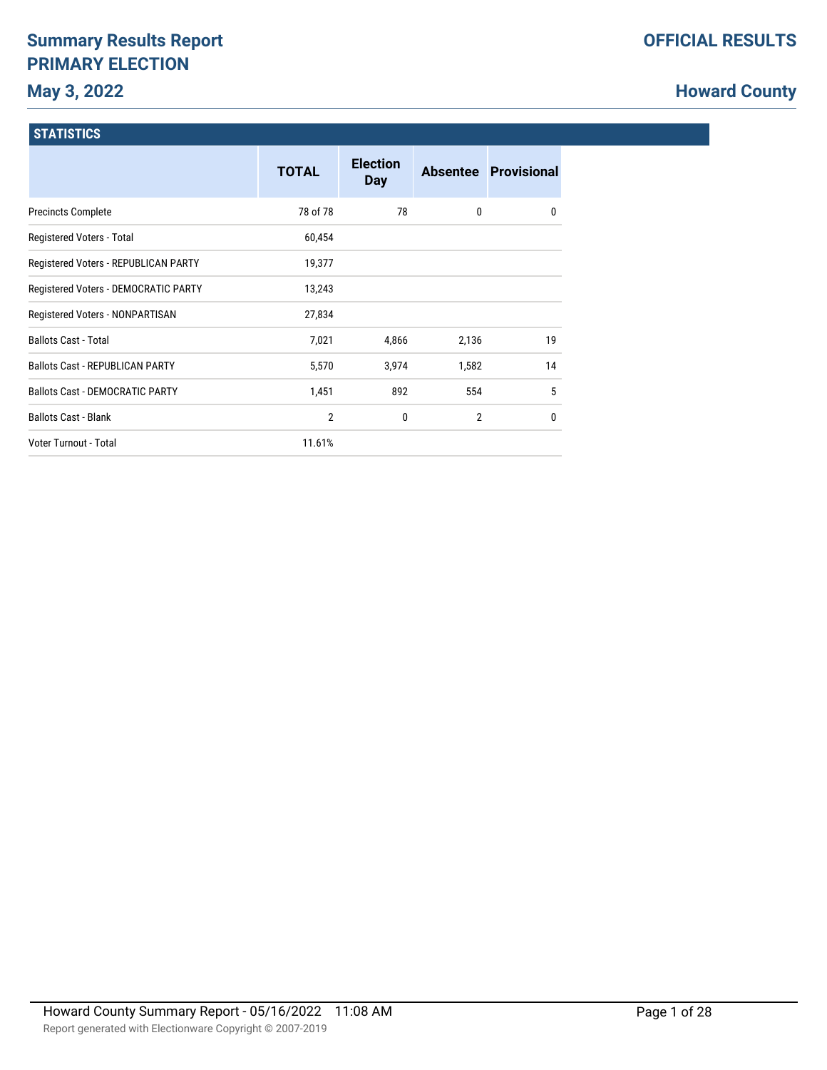# Summary Results Report
## PRIMARY ELECTION
## May 3, 2022

**OFFICIAL RESULTS**

**Howard County**

### STATISTICS

| | TOTAL | Election Day | Absentee | Provisional |
|---|---|---|---|---|
| Precincts Complete | 78 of 78 | 78 | 0 | 0 |
| Registered Voters - Total | 60,454 | | | |
| Registered Voters - REPUBLICAN PARTY | 19,377 | | | |
| Registered Voters - DEMOCRATIC PARTY | 13,243 | | | |
| Registered Voters - NONPARTISAN | 27,834 | | | |
| Ballots Cast - Total | 7,021 | 4,866 | 2,136 | 19 |
| Ballots Cast - REPUBLICAN PARTY | 5,570 | 3,974 | 1,582 | 14 |
| Ballots Cast - DEMOCRATIC PARTY | 1,451 | 892 | 554 | 5 |
| Ballots Cast - Blank | 2 | 0 | 2 | 0 |
| Voter Turnout - Total | 11.61% | | | |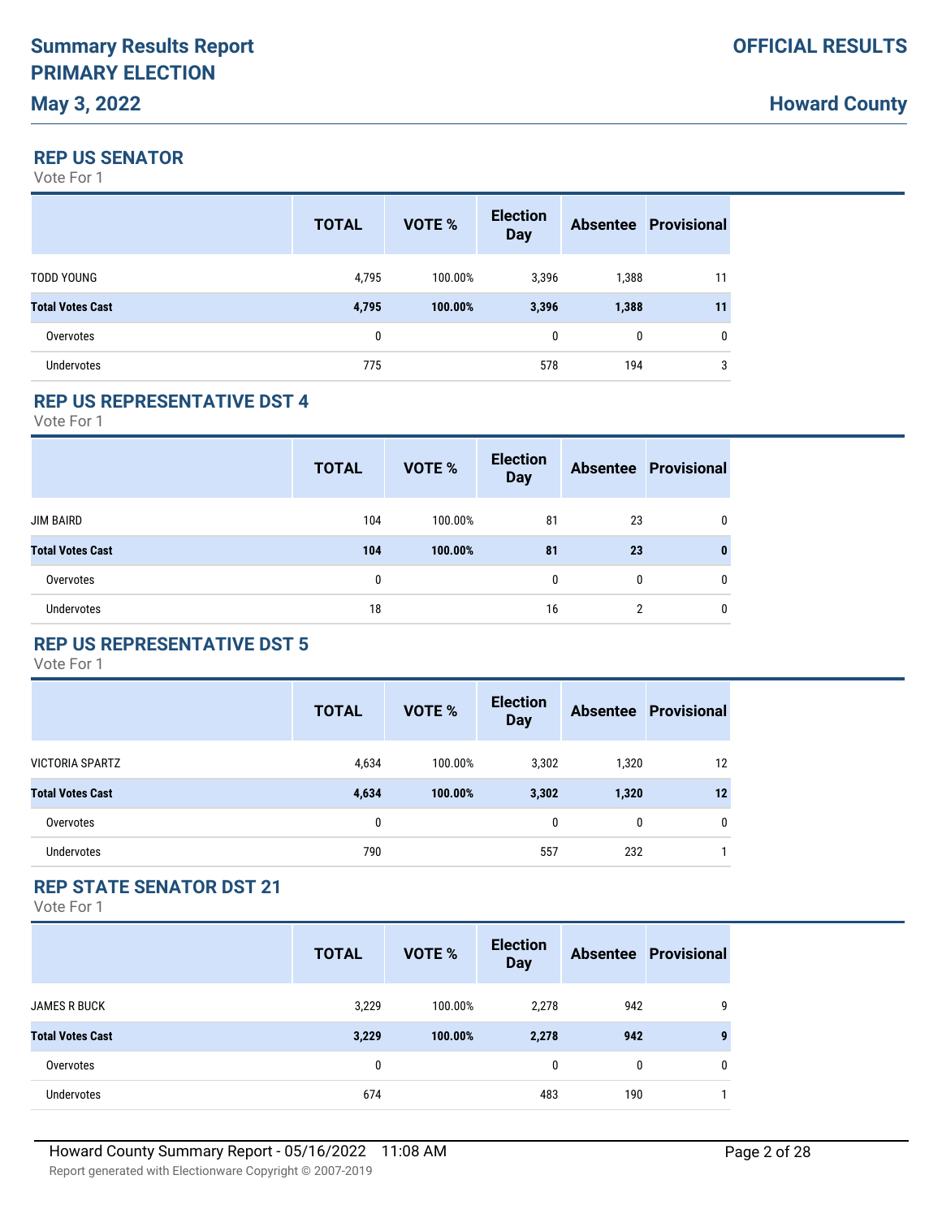## REP US SENATOR

Vote For 1

| | TOTAL | VOTE % | Election Day | Absentee | Provisional |
|---|---|---|---|---|---|
| TODD YOUNG | 4,795 | 100.00% | 3,396 | 1,388 | 11 |
| **Total Votes Cast** | **4,795** | **100.00%** | **3,396** | **1,388** | **11** |
| Overvotes | 0 | | 0 | 0 | 0 |
| Undervotes | 775 | | 578 | 194 | 3 |

## REP US REPRESENTATIVE DST 4

Vote For 1

| | TOTAL | VOTE % | Election Day | Absentee | Provisional |
|---|---|---|---|---|---|
| JIM BAIRD | 104 | 100.00% | 81 | 23 | 0 |
| **Total Votes Cast** | **104** | **100.00%** | **81** | **23** | **0** |
| Overvotes | 0 | | 0 | 0 | 0 |
| Undervotes | 18 | | 16 | 2 | 0 |

## REP US REPRESENTATIVE DST 5

Vote For 1

| | TOTAL | VOTE % | Election Day | Absentee | Provisional |
|---|---|---|---|---|---|
| VICTORIA SPARTZ | 4,634 | 100.00% | 3,302 | 1,320 | 12 |
| **Total Votes Cast** | **4,634** | **100.00%** | **3,302** | **1,320** | **12** |
| Overvotes | 0 | | 0 | 0 | 0 |
| Undervotes | 790 | | 557 | 232 | 1 |

## REP STATE SENATOR DST 21

Vote For 1

| | TOTAL | VOTE % | Election Day | Absentee | Provisional |
|---|---|---|---|---|---|
| JAMES R BUCK | 3,229 | 100.00% | 2,278 | 942 | 9 |
| **Total Votes Cast** | **3,229** | **100.00%** | **2,278** | **942** | **9** |
| Overvotes | 0 | | 0 | 0 | 0 |
| Undervotes | 674 | | 483 | 190 | 1 |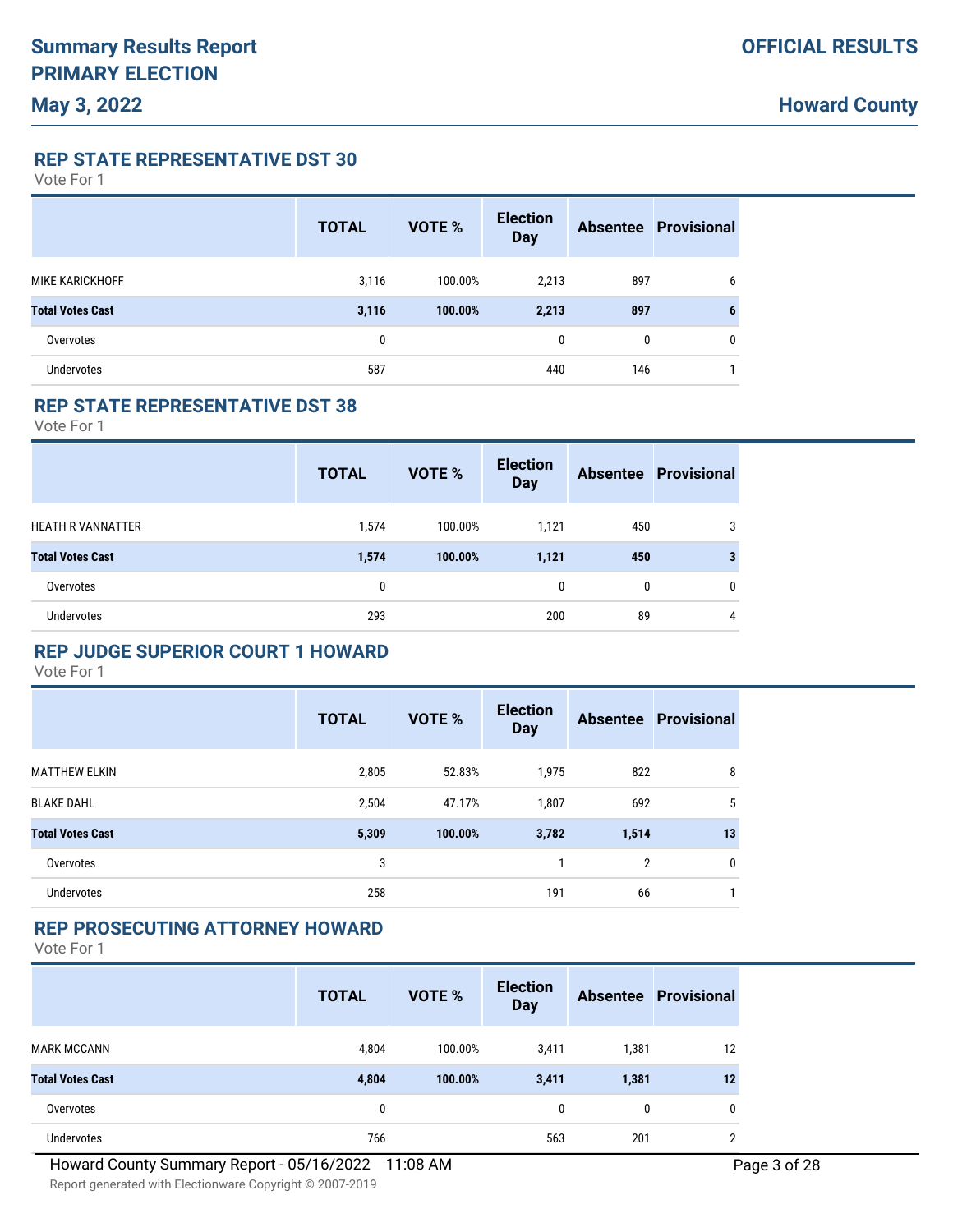# Summary Results Report
# PRIMARY ELECTION
## May 3, 2022

**OFFICIAL RESULTS**

**Howard County**

### REP STATE REPRESENTATIVE DST 30

Vote For 1

| | TOTAL | VOTE % | Election Day | Absentee | Provisional |
|---|---|---|---|---|---|
| MIKE KARICKHOFF | 3,116 | 100.00% | 2,213 | 897 | 6 |
| **Total Votes Cast** | **3,116** | **100.00%** | **2,213** | **897** | **6** |
| Overvotes | 0 | | 0 | 0 | 0 |
| Undervotes | 587 | | 440 | 146 | 1 |

### REP STATE REPRESENTATIVE DST 38

Vote For 1

| | TOTAL | VOTE % | Election Day | Absentee | Provisional |
|---|---|---|---|---|---|
| HEATH R VANNATTER | 1,574 | 100.00% | 1,121 | 450 | 3 |
| **Total Votes Cast** | **1,574** | **100.00%** | **1,121** | **450** | **3** |
| Overvotes | 0 | | 0 | 0 | 0 |
| Undervotes | 293 | | 200 | 89 | 4 |

### REP JUDGE SUPERIOR COURT 1 HOWARD

Vote For 1

| | TOTAL | VOTE % | Election Day | Absentee | Provisional |
|---|---|---|---|---|---|
| MATTHEW ELKIN | 2,805 | 52.83% | 1,975 | 822 | 8 |
| BLAKE DAHL | 2,504 | 47.17% | 1,807 | 692 | 5 |
| **Total Votes Cast** | **5,309** | **100.00%** | **3,782** | **1,514** | **13** |
| Overvotes | 3 | | 1 | 2 | 0 |
| Undervotes | 258 | | 191 | 66 | 1 |

### REP PROSECUTING ATTORNEY HOWARD

Vote For 1

| | TOTAL | VOTE % | Election Day | Absentee | Provisional |
|---|---|---|---|---|---|
| MARK MCCANN | 4,804 | 100.00% | 3,411 | 1,381 | 12 |
| **Total Votes Cast** | **4,804** | **100.00%** | **3,411** | **1,381** | **12** |
| Overvotes | 0 | | 0 | 0 | 0 |
| Undervotes | 766 | | 563 | 201 | 2 |

Howard County Summary Report - 05/16/2022 11:08 AM

Report generated with Electionware Copyright © 2007-2019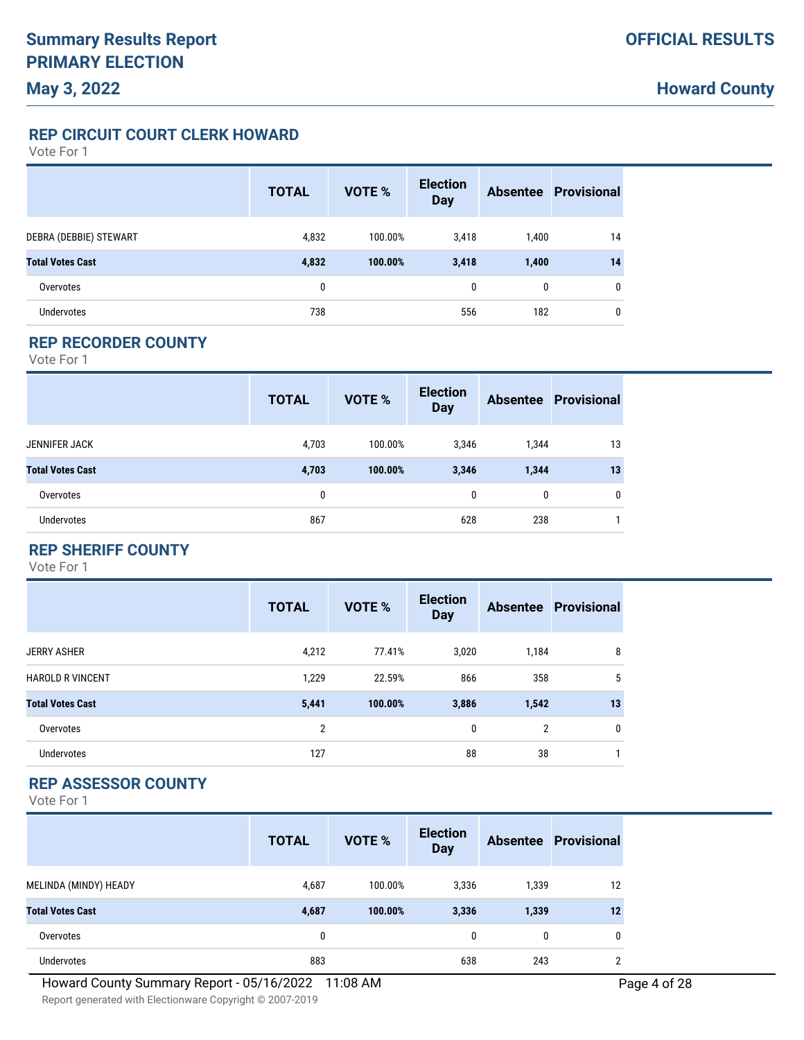# Summary Results Report
# PRIMARY ELECTION
# May 3, 2022

**OFFICIAL RESULTS**

**Howard County**

## REP CIRCUIT COURT CLERK HOWARD

Vote For 1

| | TOTAL | VOTE % | Election Day | Absentee | Provisional |
|---|---|---|---|---|---|
| DEBRA (DEBBIE) STEWART | 4,832 | 100.00% | 3,418 | 1,400 | 14 |
| **Total Votes Cast** | **4,832** | **100.00%** | **3,418** | **1,400** | **14** |
| Overvotes | 0 | | 0 | 0 | 0 |
| Undervotes | 738 | | 556 | 182 | 0 |

## REP RECORDER COUNTY

Vote For 1

| | TOTAL | VOTE % | Election Day | Absentee | Provisional |
|---|---|---|---|---|---|
| JENNIFER JACK | 4,703 | 100.00% | 3,346 | 1,344 | 13 |
| **Total Votes Cast** | **4,703** | **100.00%** | **3,346** | **1,344** | **13** |
| Overvotes | 0 | | 0 | 0 | 0 |
| Undervotes | 867 | | 628 | 238 | 1 |

## REP SHERIFF COUNTY

Vote For 1

| | TOTAL | VOTE % | Election Day | Absentee | Provisional |
|---|---|---|---|---|---|
| JERRY ASHER | 4,212 | 77.41% | 3,020 | 1,184 | 8 |
| HAROLD R VINCENT | 1,229 | 22.59% | 866 | 358 | 5 |
| **Total Votes Cast** | **5,441** | **100.00%** | **3,886** | **1,542** | **13** |
| Overvotes | 2 | | 0 | 2 | 0 |
| Undervotes | 127 | | 88 | 38 | 1 |

## REP ASSESSOR COUNTY

Vote For 1

| | TOTAL | VOTE % | Election Day | Absentee | Provisional |
|---|---|---|---|---|---|
| MELINDA (MINDY) HEADY | 4,687 | 100.00% | 3,336 | 1,339 | 12 |
| **Total Votes Cast** | **4,687** | **100.00%** | **3,336** | **1,339** | **12** |
| Overvotes | 0 | | 0 | 0 | 0 |
| Undervotes | 883 | | 638 | 243 | 2 |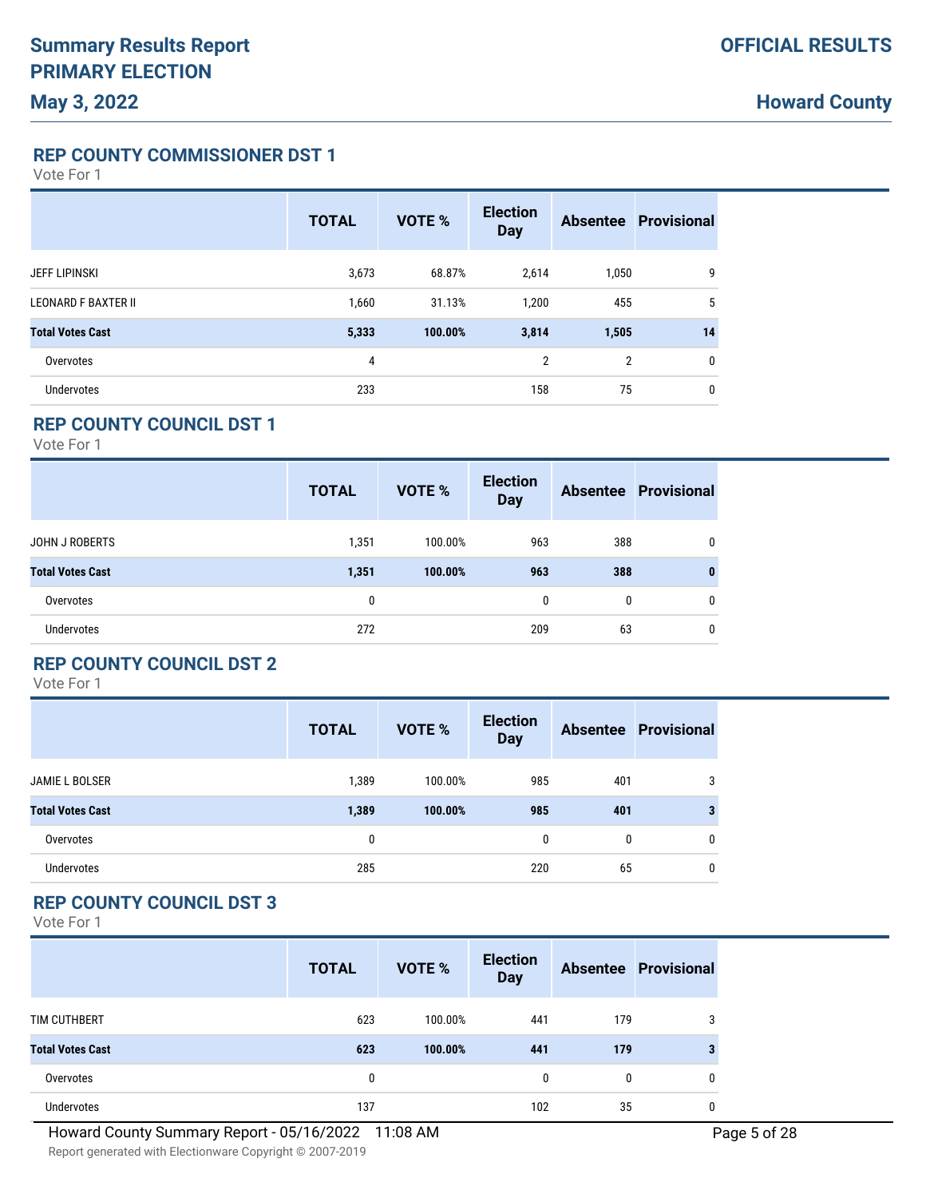# Summary Results Report
# PRIMARY ELECTION
## May 3, 2022

**OFFICIAL RESULTS**

**Howard County**

### REP COUNTY COMMISSIONER DST 1

Vote For 1

| | TOTAL | VOTE % | Election Day | Absentee | Provisional |
|---|---|---|---|---|---|
| JEFF LIPINSKI | 3,673 | 68.87% | 2,614 | 1,050 | 9 |
| LEONARD F BAXTER II | 1,660 | 31.13% | 1,200 | 455 | 5 |
| **Total Votes Cast** | **5,333** | **100.00%** | **3,814** | **1,505** | **14** |
| Overvotes | 4 | | 2 | 2 | 0 |
| Undervotes | 233 | | 158 | 75 | 0 |

### REP COUNTY COUNCIL DST 1

Vote For 1

| | TOTAL | VOTE % | Election Day | Absentee | Provisional |
|---|---|---|---|---|---|
| JOHN J ROBERTS | 1,351 | 100.00% | 963 | 388 | 0 |
| **Total Votes Cast** | **1,351** | **100.00%** | **963** | **388** | **0** |
| Overvotes | 0 | | 0 | 0 | 0 |
| Undervotes | 272 | | 209 | 63 | 0 |

### REP COUNTY COUNCIL DST 2

Vote For 1

| | TOTAL | VOTE % | Election Day | Absentee | Provisional |
|---|---|---|---|---|---|
| JAMIE L BOLSER | 1,389 | 100.00% | 985 | 401 | 3 |
| **Total Votes Cast** | **1,389** | **100.00%** | **985** | **401** | **3** |
| Overvotes | 0 | | 0 | 0 | 0 |
| Undervotes | 285 | | 220 | 65 | 0 |

### REP COUNTY COUNCIL DST 3

Vote For 1

| | TOTAL | VOTE % | Election Day | Absentee | Provisional |
|---|---|---|---|---|---|
| TIM CUTHBERT | 623 | 100.00% | 441 | 179 | 3 |
| **Total Votes Cast** | **623** | **100.00%** | **441** | **179** | **3** |
| Overvotes | 0 | | 0 | 0 | 0 |
| Undervotes | 137 | | 102 | 35 | 0 |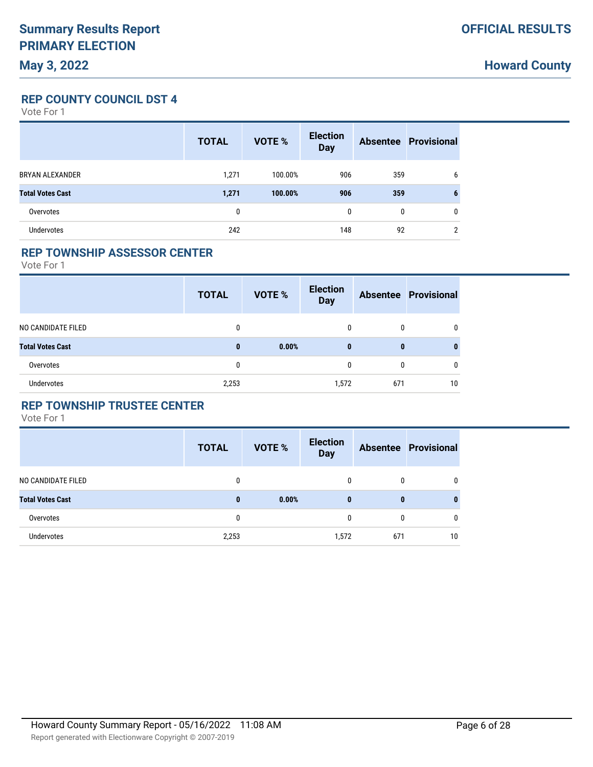## REP COUNTY COUNCIL DST 4

Vote For 1

| | TOTAL | VOTE % | Election Day | Absentee | Provisional |
|---|---|---|---|---|---|
| BRYAN ALEXANDER | 1,271 | 100.00% | 906 | 359 | 6 |
| **Total Votes Cast** | **1,271** | **100.00%** | **906** | **359** | **6** |
| Overvotes | 0 | | 0 | 0 | 0 |
| Undervotes | 242 | | 148 | 92 | 2 |

## REP TOWNSHIP ASSESSOR CENTER

Vote For 1

| | TOTAL | VOTE % | Election Day | Absentee | Provisional |
|---|---|---|---|---|---|
| NO CANDIDATE FILED | 0 | | 0 | 0 | 0 |
| **Total Votes Cast** | **0** | **0.00%** | **0** | **0** | **0** |
| Overvotes | 0 | | 0 | 0 | 0 |
| Undervotes | 2,253 | | 1,572 | 671 | 10 |

## REP TOWNSHIP TRUSTEE CENTER

Vote For 1

| | TOTAL | VOTE % | Election Day | Absentee | Provisional |
|---|---|---|---|---|---|
| NO CANDIDATE FILED | 0 | | 0 | 0 | 0 |
| **Total Votes Cast** | **0** | **0.00%** | **0** | **0** | **0** |
| Overvotes | 0 | | 0 | 0 | 0 |
| Undervotes | 2,253 | | 1,572 | 671 | 10 |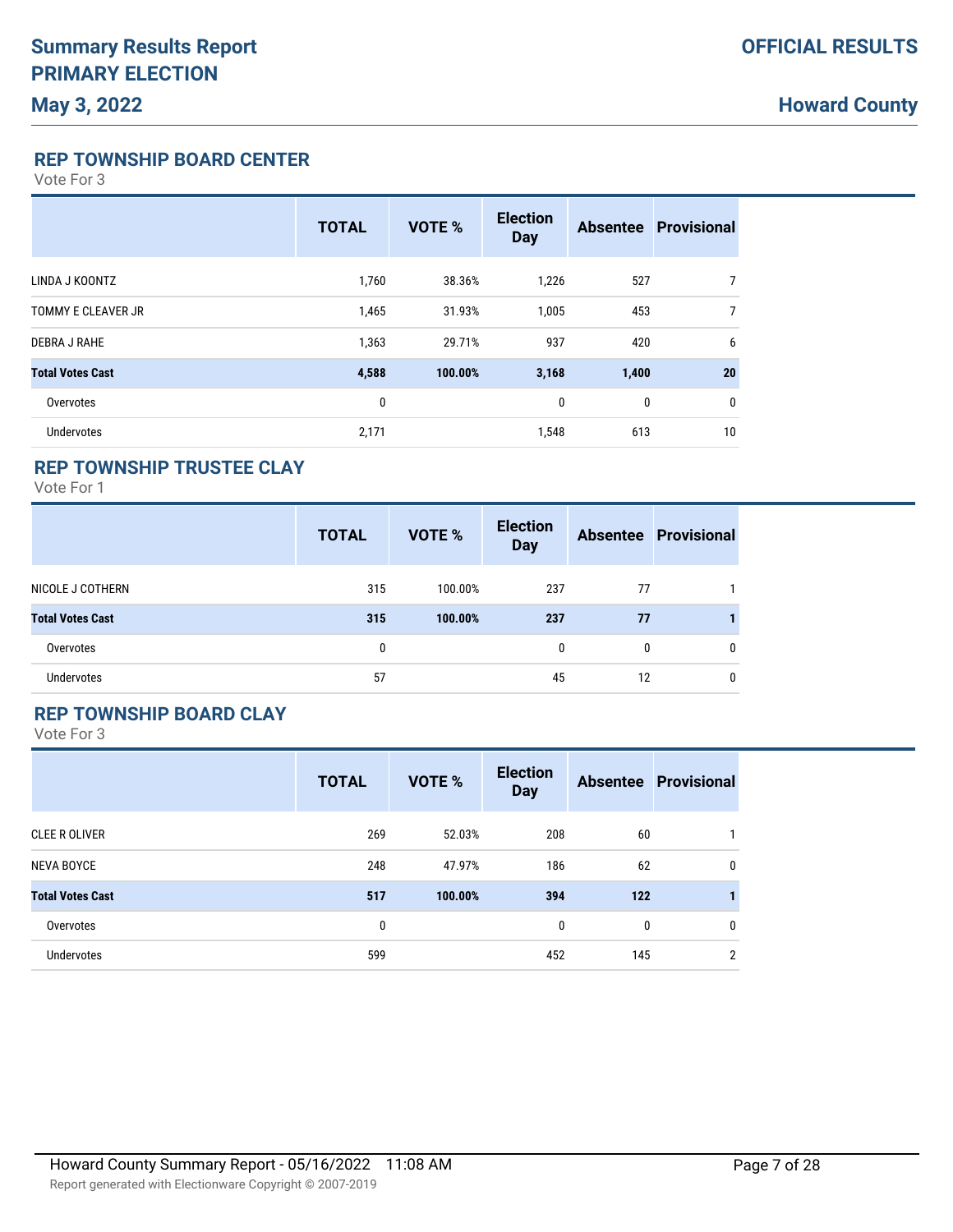## REP TOWNSHIP BOARD CENTER

Vote For 3

| | TOTAL | VOTE % | Election Day | Absentee | Provisional |
|---|---|---|---|---|---|
| LINDA J KOONTZ | 1,760 | 38.36% | 1,226 | 527 | 7 |
| TOMMY E CLEAVER JR | 1,465 | 31.93% | 1,005 | 453 | 7 |
| DEBRA J RAHE | 1,363 | 29.71% | 937 | 420 | 6 |
| **Total Votes Cast** | **4,588** | **100.00%** | **3,168** | **1,400** | **20** |
| Overvotes | 0 | | 0 | 0 | 0 |
| Undervotes | 2,171 | | 1,548 | 613 | 10 |

## REP TOWNSHIP TRUSTEE CLAY

Vote For 1

| | TOTAL | VOTE % | Election Day | Absentee | Provisional |
|---|---|---|---|---|---|
| NICOLE J COTHERN | 315 | 100.00% | 237 | 77 | 1 |
| **Total Votes Cast** | **315** | **100.00%** | **237** | **77** | **1** |
| Overvotes | 0 | | 0 | 0 | 0 |
| Undervotes | 57 | | 45 | 12 | 0 |

## REP TOWNSHIP BOARD CLAY

Vote For 3

| | TOTAL | VOTE % | Election Day | Absentee | Provisional |
|---|---|---|---|---|---|
| CLEE R OLIVER | 269 | 52.03% | 208 | 60 | 1 |
| NEVA BOYCE | 248 | 47.97% | 186 | 62 | 0 |
| **Total Votes Cast** | **517** | **100.00%** | **394** | **122** | **1** |
| Overvotes | 0 | | 0 | 0 | 0 |
| Undervotes | 599 | | 452 | 145 | 2 |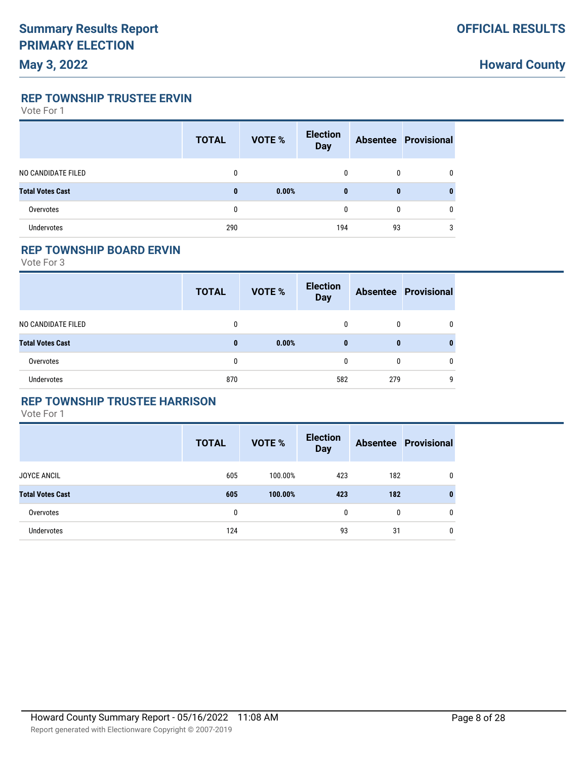# Summary Results Report PRIMARY ELECTION

**May 3, 2022**

**OFFICIAL RESULTS**

**Howard County**

## REP TOWNSHIP TRUSTEE ERVIN

Vote For 1

| | TOTAL | VOTE % | Election Day | Absentee | Provisional |
|---|---|---|---|---|---|
| NO CANDIDATE FILED | 0 | | 0 | 0 | 0 |
| **Total Votes Cast** | **0** | **0.00%** | **0** | **0** | **0** |
| Overvotes | 0 | | 0 | 0 | 0 |
| Undervotes | 290 | | 194 | 93 | 3 |

## REP TOWNSHIP BOARD ERVIN

Vote For 3

| | TOTAL | VOTE % | Election Day | Absentee | Provisional |
|---|---|---|---|---|---|
| NO CANDIDATE FILED | 0 | | 0 | 0 | 0 |
| **Total Votes Cast** | **0** | **0.00%** | **0** | **0** | **0** |
| Overvotes | 0 | | 0 | 0 | 0 |
| Undervotes | 870 | | 582 | 279 | 9 |

## REP TOWNSHIP TRUSTEE HARRISON

Vote For 1

| | TOTAL | VOTE % | Election Day | Absentee | Provisional |
|---|---|---|---|---|---|
| JOYCE ANCIL | 605 | 100.00% | 423 | 182 | 0 |
| **Total Votes Cast** | **605** | **100.00%** | **423** | **182** | **0** |
| Overvotes | 0 | | 0 | 0 | 0 |
| Undervotes | 124 | | 93 | 31 | 0 |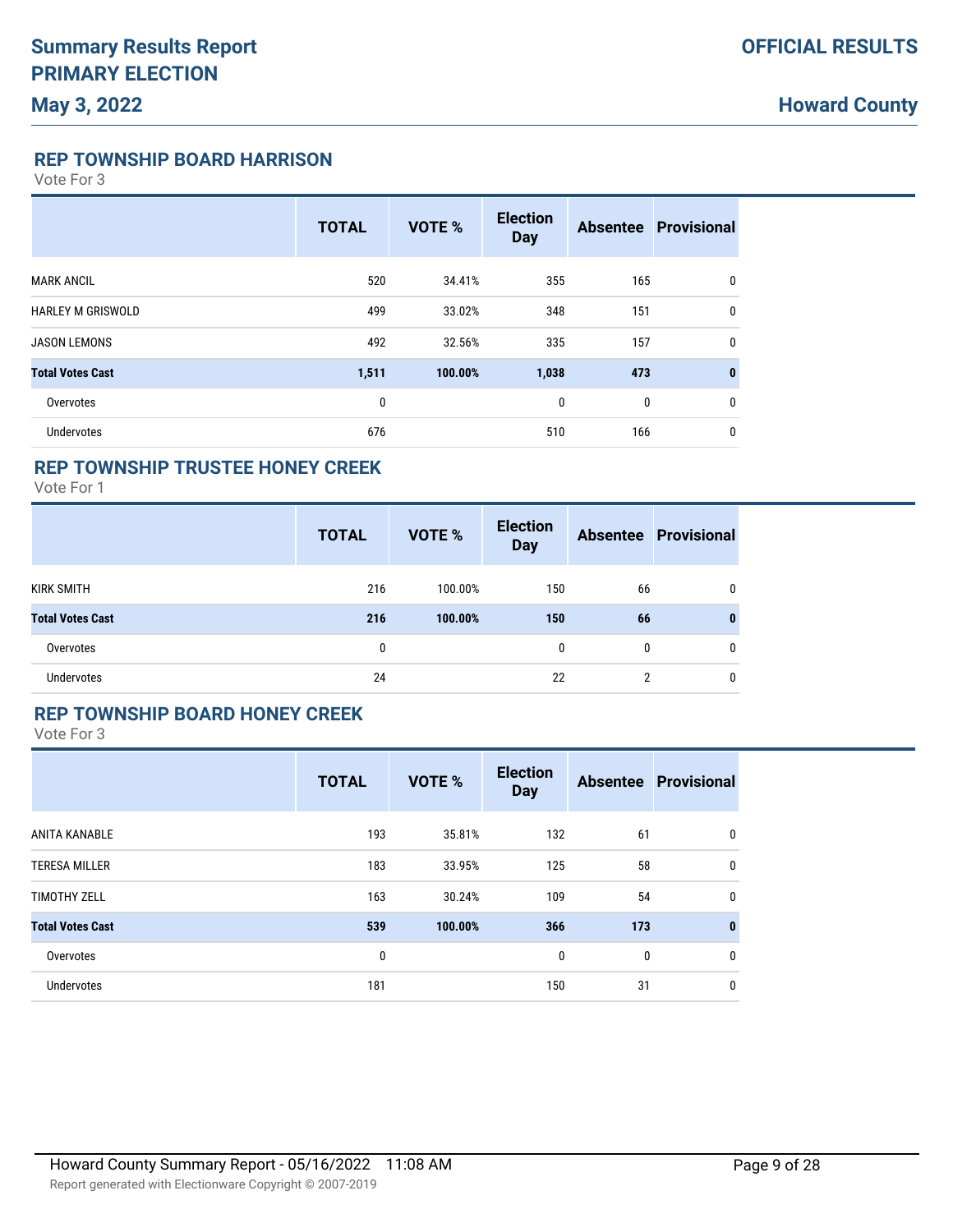## REP TOWNSHIP BOARD HARRISON

Vote For 3

| | TOTAL | VOTE % | Election Day | Absentee | Provisional |
|---|---|---|---|---|---|
| MARK ANCIL | 520 | 34.41% | 355 | 165 | 0 |
| HARLEY M GRISWOLD | 499 | 33.02% | 348 | 151 | 0 |
| JASON LEMONS | 492 | 32.56% | 335 | 157 | 0 |
| **Total Votes Cast** | **1,511** | **100.00%** | **1,038** | **473** | **0** |
| Overvotes | 0 | | 0 | 0 | 0 |
| Undervotes | 676 | | 510 | 166 | 0 |

## REP TOWNSHIP TRUSTEE HONEY CREEK

Vote For 1

| | TOTAL | VOTE % | Election Day | Absentee | Provisional |
|---|---|---|---|---|---|
| KIRK SMITH | 216 | 100.00% | 150 | 66 | 0 |
| **Total Votes Cast** | **216** | **100.00%** | **150** | **66** | **0** |
| Overvotes | 0 | | 0 | 0 | 0 |
| Undervotes | 24 | | 22 | 2 | 0 |

## REP TOWNSHIP BOARD HONEY CREEK

Vote For 3

| | TOTAL | VOTE % | Election Day | Absentee | Provisional |
|---|---|---|---|---|---|
| ANITA KANABLE | 193 | 35.81% | 132 | 61 | 0 |
| TERESA MILLER | 183 | 33.95% | 125 | 58 | 0 |
| TIMOTHY ZELL | 163 | 30.24% | 109 | 54 | 0 |
| **Total Votes Cast** | **539** | **100.00%** | **366** | **173** | **0** |
| Overvotes | 0 | | 0 | 0 | 0 |
| Undervotes | 181 | | 150 | 31 | 0 |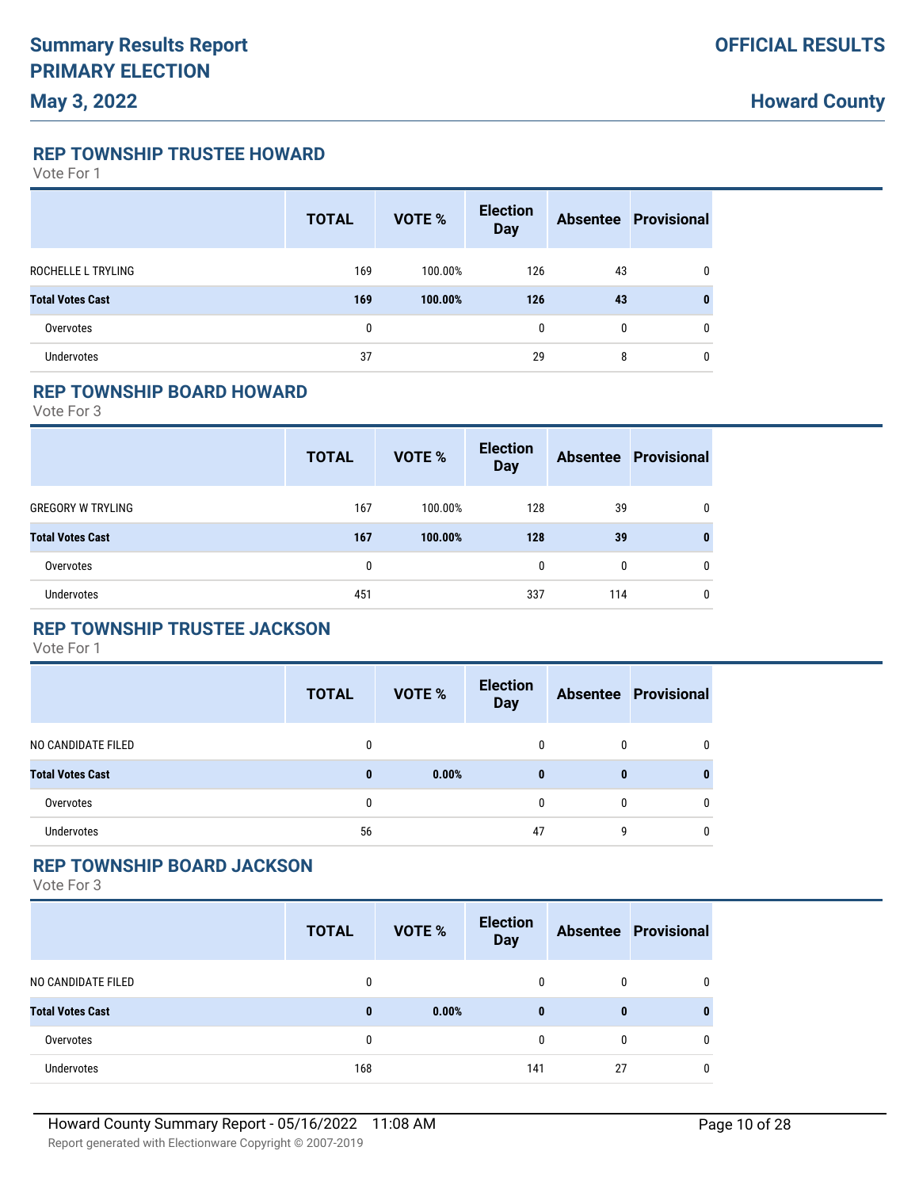## REP TOWNSHIP TRUSTEE HOWARD

Vote For 1

| | TOTAL | VOTE % | Election Day | Absentee | Provisional |
|---|---|---|---|---|---|
| ROCHELLE L TRYLING | 169 | 100.00% | 126 | 43 | 0 |
| **Total Votes Cast** | **169** | **100.00%** | **126** | **43** | **0** |
| Overvotes | 0 | | 0 | 0 | 0 |
| Undervotes | 37 | | 29 | 8 | 0 |

## REP TOWNSHIP BOARD HOWARD

Vote For 3

| | TOTAL | VOTE % | Election Day | Absentee | Provisional |
|---|---|---|---|---|---|
| GREGORY W TRYLING | 167 | 100.00% | 128 | 39 | 0 |
| **Total Votes Cast** | **167** | **100.00%** | **128** | **39** | **0** |
| Overvotes | 0 | | 0 | 0 | 0 |
| Undervotes | 451 | | 337 | 114 | 0 |

## REP TOWNSHIP TRUSTEE JACKSON

Vote For 1

| | TOTAL | VOTE % | Election Day | Absentee | Provisional |
|---|---|---|---|---|---|
| NO CANDIDATE FILED | 0 | | 0 | 0 | 0 |
| **Total Votes Cast** | **0** | **0.00%** | **0** | **0** | **0** |
| Overvotes | 0 | | 0 | 0 | 0 |
| Undervotes | 56 | | 47 | 9 | 0 |

## REP TOWNSHIP BOARD JACKSON

Vote For 3

| | TOTAL | VOTE % | Election Day | Absentee | Provisional |
|---|---|---|---|---|---|
| NO CANDIDATE FILED | 0 | | 0 | 0 | 0 |
| **Total Votes Cast** | **0** | **0.00%** | **0** | **0** | **0** |
| Overvotes | 0 | | 0 | 0 | 0 |
| Undervotes | 168 | | 141 | 27 | 0 |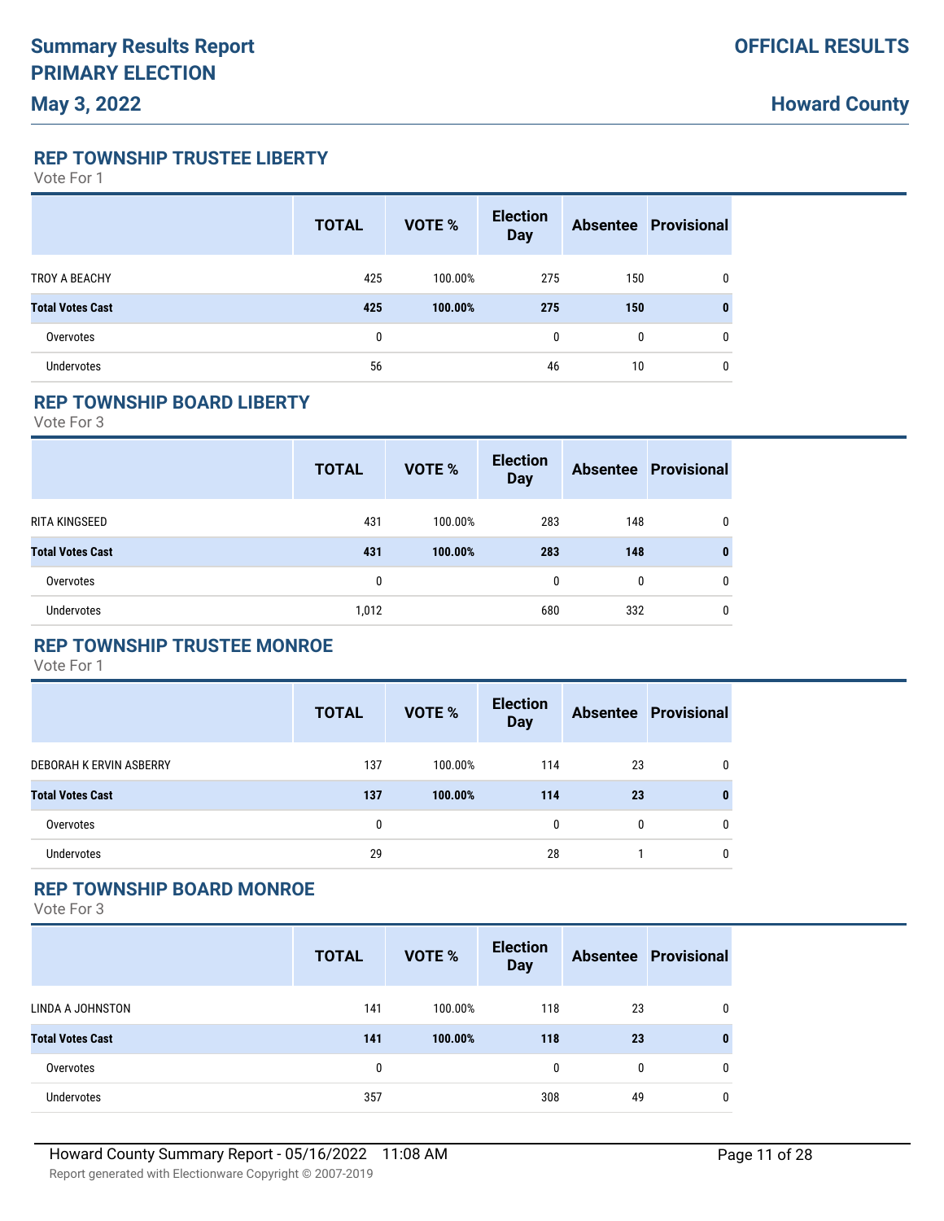# Summary Results Report
# PRIMARY ELECTION
## May 3, 2022

**OFFICIAL RESULTS**

**Howard County**

### REP TOWNSHIP TRUSTEE LIBERTY

Vote For 1

| | TOTAL | VOTE % | Election Day | Absentee | Provisional |
|---|---|---|---|---|---|
| TROY A BEACHY | 425 | 100.00% | 275 | 150 | 0 |
| **Total Votes Cast** | **425** | **100.00%** | **275** | **150** | **0** |
| Overvotes | 0 | | 0 | 0 | 0 |
| Undervotes | 56 | | 46 | 10 | 0 |

### REP TOWNSHIP BOARD LIBERTY

Vote For 3

| | TOTAL | VOTE % | Election Day | Absentee | Provisional |
|---|---|---|---|---|---|
| RITA KINGSEED | 431 | 100.00% | 283 | 148 | 0 |
| **Total Votes Cast** | **431** | **100.00%** | **283** | **148** | **0** |
| Overvotes | 0 | | 0 | 0 | 0 |
| Undervotes | 1,012 | | 680 | 332 | 0 |

### REP TOWNSHIP TRUSTEE MONROE

Vote For 1

| | TOTAL | VOTE % | Election Day | Absentee | Provisional |
|---|---|---|---|---|---|
| DEBORAH K ERVIN ASBERRY | 137 | 100.00% | 114 | 23 | 0 |
| **Total Votes Cast** | **137** | **100.00%** | **114** | **23** | **0** |
| Overvotes | 0 | | 0 | 0 | 0 |
| Undervotes | 29 | | 28 | 1 | 0 |

### REP TOWNSHIP BOARD MONROE

Vote For 3

| | TOTAL | VOTE % | Election Day | Absentee | Provisional |
|---|---|---|---|---|---|
| LINDA A JOHNSTON | 141 | 100.00% | 118 | 23 | 0 |
| **Total Votes Cast** | **141** | **100.00%** | **118** | **23** | **0** |
| Overvotes | 0 | | 0 | 0 | 0 |
| Undervotes | 357 | | 308 | 49 | 0 |

Howard County Summary Report - 05/16/2022 11:08 AM

Report generated with Electionware Copyright © 2007-2019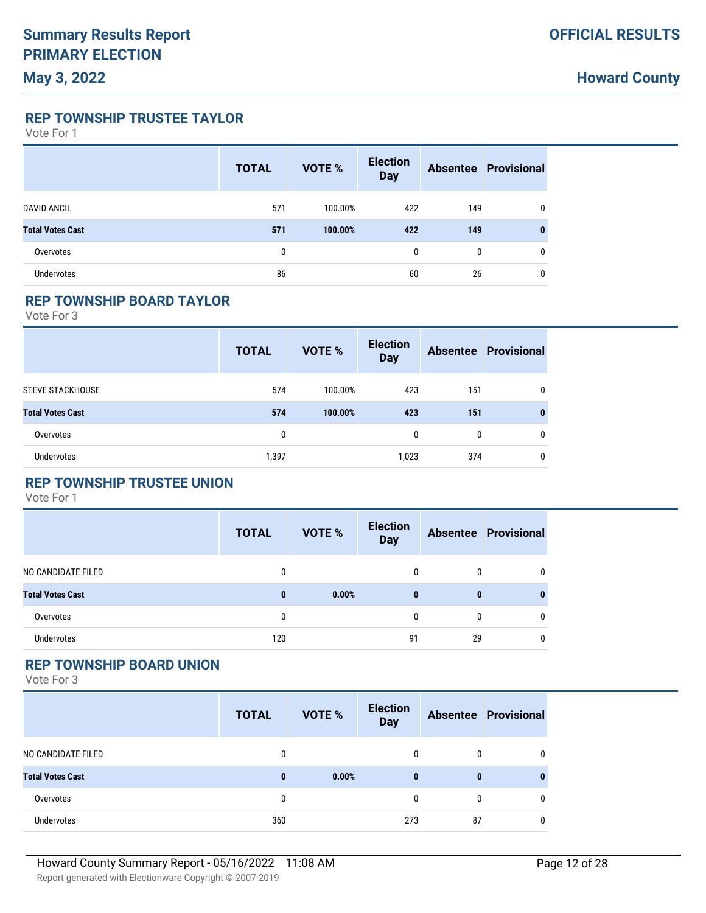## REP TOWNSHIP TRUSTEE TAYLOR

Vote For 1

| | TOTAL | VOTE % | Election Day | Absentee | Provisional |
|---|---|---|---|---|---|
| DAVID ANCIL | 571 | 100.00% | 422 | 149 | 0 |
| **Total Votes Cast** | **571** | **100.00%** | **422** | **149** | **0** |
| Overvotes | 0 | | 0 | 0 | 0 |
| Undervotes | 86 | | 60 | 26 | 0 |

## REP TOWNSHIP BOARD TAYLOR

Vote For 3

| | TOTAL | VOTE % | Election Day | Absentee | Provisional |
|---|---|---|---|---|---|
| STEVE STACKHOUSE | 574 | 100.00% | 423 | 151 | 0 |
| **Total Votes Cast** | **574** | **100.00%** | **423** | **151** | **0** |
| Overvotes | 0 | | 0 | 0 | 0 |
| Undervotes | 1,397 | | 1,023 | 374 | 0 |

## REP TOWNSHIP TRUSTEE UNION

Vote For 1

| | TOTAL | VOTE % | Election Day | Absentee | Provisional |
|---|---|---|---|---|---|
| NO CANDIDATE FILED | 0 | | 0 | 0 | 0 |
| **Total Votes Cast** | **0** | **0.00%** | **0** | **0** | **0** |
| Overvotes | 0 | | 0 | 0 | 0 |
| Undervotes | 120 | | 91 | 29 | 0 |

## REP TOWNSHIP BOARD UNION

Vote For 3

| | TOTAL | VOTE % | Election Day | Absentee | Provisional |
|---|---|---|---|---|---|
| NO CANDIDATE FILED | 0 | | 0 | 0 | 0 |
| **Total Votes Cast** | **0** | **0.00%** | **0** | **0** | **0** |
| Overvotes | 0 | | 0 | 0 | 0 |
| Undervotes | 360 | | 273 | 87 | 0 |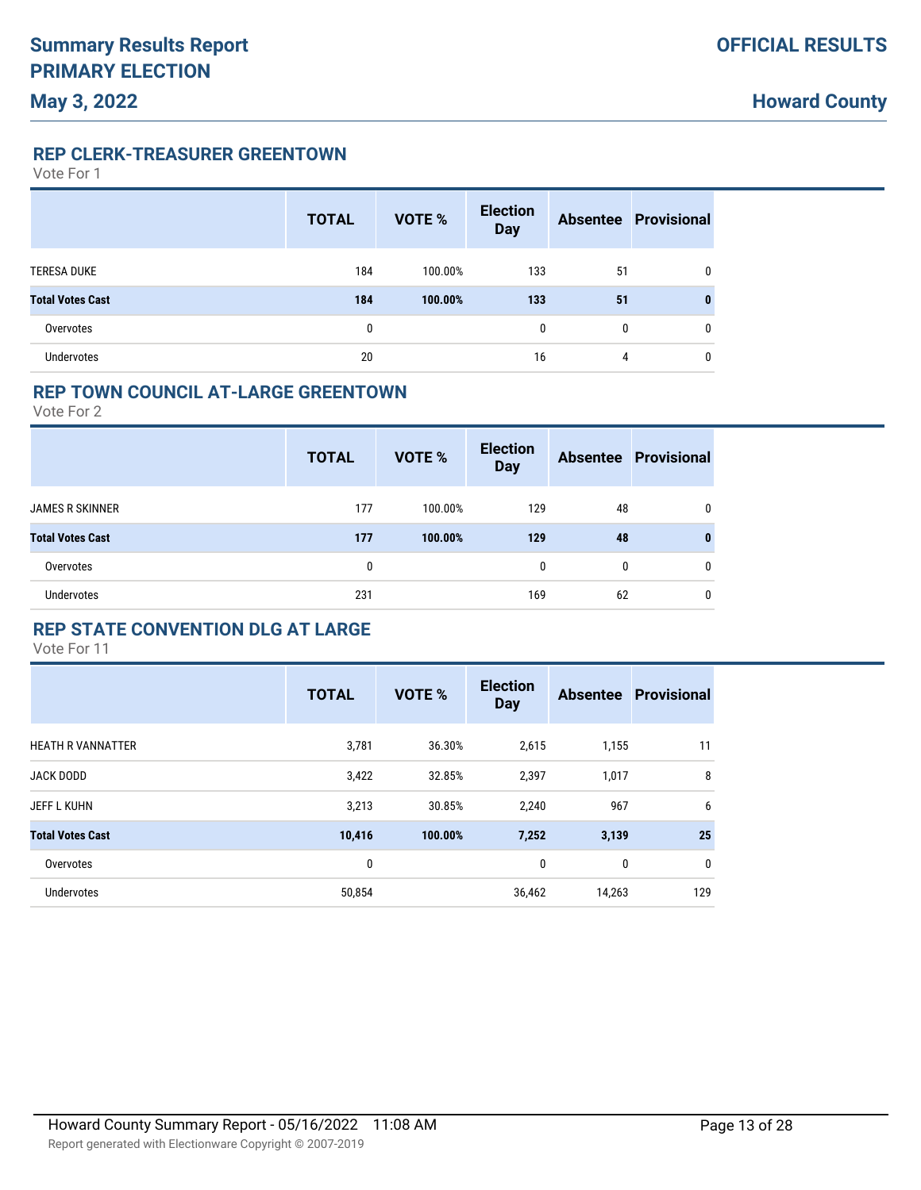### REP CLERK-TREASURER GREENTOWN

Vote For 1

| | TOTAL | VOTE % | Election Day | Absentee | Provisional |
|---|---|---|---|---|---|
| TERESA DUKE | 184 | 100.00% | 133 | 51 | 0 |
| **Total Votes Cast** | **184** | **100.00%** | **133** | **51** | **0** |
| Overvotes | 0 | | 0 | 0 | 0 |
| Undervotes | 20 | | 16 | 4 | 0 |

### REP TOWN COUNCIL AT-LARGE GREENTOWN

Vote For 2

| | TOTAL | VOTE % | Election Day | Absentee | Provisional |
|---|---|---|---|---|---|
| JAMES R SKINNER | 177 | 100.00% | 129 | 48 | 0 |
| **Total Votes Cast** | **177** | **100.00%** | **129** | **48** | **0** |
| Overvotes | 0 | | 0 | 0 | 0 |
| Undervotes | 231 | | 169 | 62 | 0 |

### REP STATE CONVENTION DLG AT LARGE

Vote For 11

| | TOTAL | VOTE % | Election Day | Absentee | Provisional |
|---|---|---|---|---|---|
| HEATH R VANNATTER | 3,781 | 36.30% | 2,615 | 1,155 | 11 |
| JACK DODD | 3,422 | 32.85% | 2,397 | 1,017 | 8 |
| JEFF L KUHN | 3,213 | 30.85% | 2,240 | 967 | 6 |
| **Total Votes Cast** | **10,416** | **100.00%** | **7,252** | **3,139** | **25** |
| Overvotes | 0 | | 0 | 0 | 0 |
| Undervotes | 50,854 | | 36,462 | 14,263 | 129 |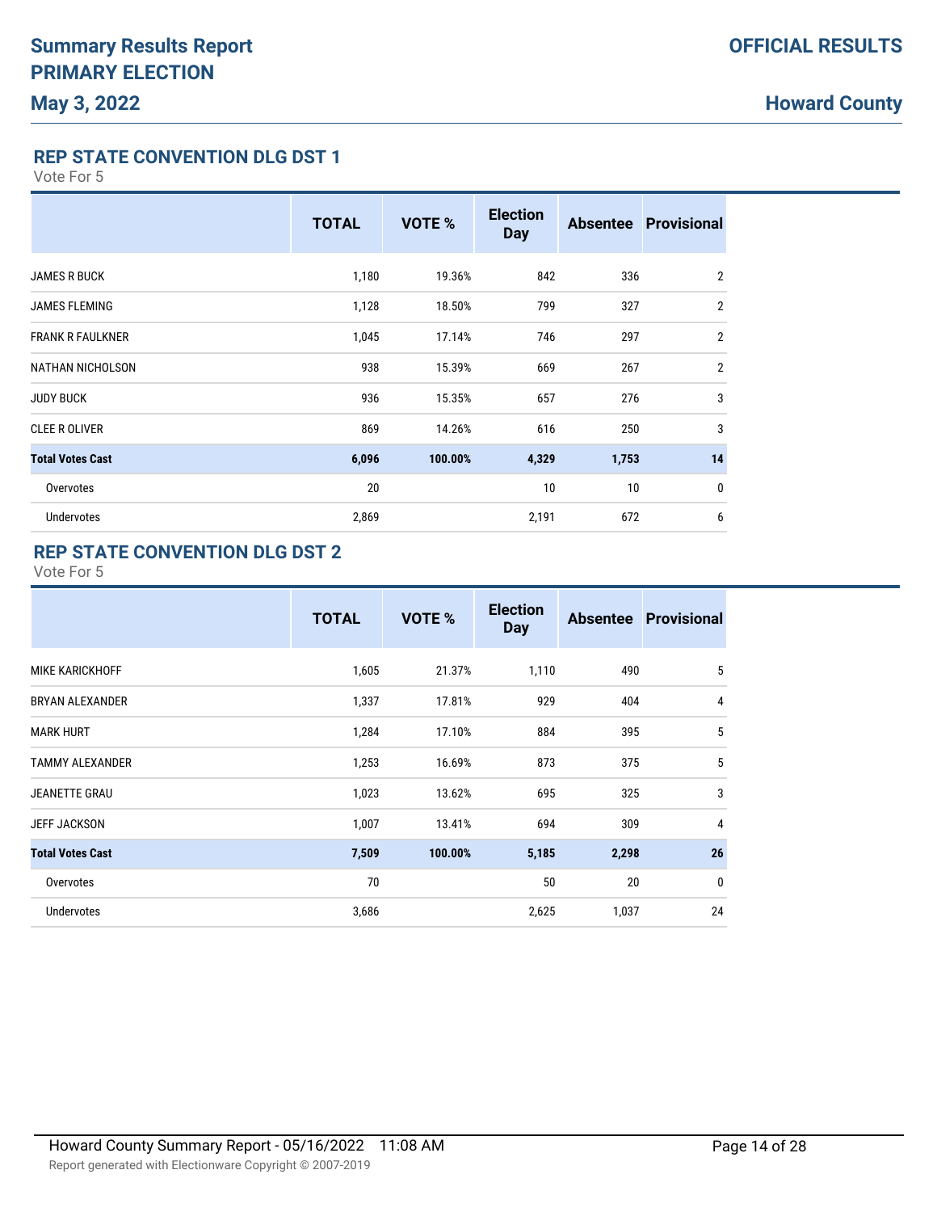# Summary Results Report
# PRIMARY ELECTION
## May 3, 2022

**OFFICIAL RESULTS**

**Howard County**

### REP STATE CONVENTION DLG DST 1

Vote For 5

| | TOTAL | VOTE % | Election Day | Absentee | Provisional |
|---|---|---|---|---|---|
| JAMES R BUCK | 1,180 | 19.36% | 842 | 336 | 2 |
| JAMES FLEMING | 1,128 | 18.50% | 799 | 327 | 2 |
| FRANK R FAULKNER | 1,045 | 17.14% | 746 | 297 | 2 |
| NATHAN NICHOLSON | 938 | 15.39% | 669 | 267 | 2 |
| JUDY BUCK | 936 | 15.35% | 657 | 276 | 3 |
| CLEE R OLIVER | 869 | 14.26% | 616 | 250 | 3 |
| **Total Votes Cast** | **6,096** | **100.00%** | **4,329** | **1,753** | **14** |
| Overvotes | 20 | | 10 | 10 | 0 |
| Undervotes | 2,869 | | 2,191 | 672 | 6 |

### REP STATE CONVENTION DLG DST 2

Vote For 5

| | TOTAL | VOTE % | Election Day | Absentee | Provisional |
|---|---|---|---|---|---|
| MIKE KARICKHOFF | 1,605 | 21.37% | 1,110 | 490 | 5 |
| BRYAN ALEXANDER | 1,337 | 17.81% | 929 | 404 | 4 |
| MARK HURT | 1,284 | 17.10% | 884 | 395 | 5 |
| TAMMY ALEXANDER | 1,253 | 16.69% | 873 | 375 | 5 |
| JEANETTE GRAU | 1,023 | 13.62% | 695 | 325 | 3 |
| JEFF JACKSON | 1,007 | 13.41% | 694 | 309 | 4 |
| **Total Votes Cast** | **7,509** | **100.00%** | **5,185** | **2,298** | **26** |
| Overvotes | 70 | | 50 | 20 | 0 |
| Undervotes | 3,686 | | 2,625 | 1,037 | 24 |

Howard County Summary Report - 05/16/2022 11:08 AM

Report generated with Electionware Copyright © 2007-2019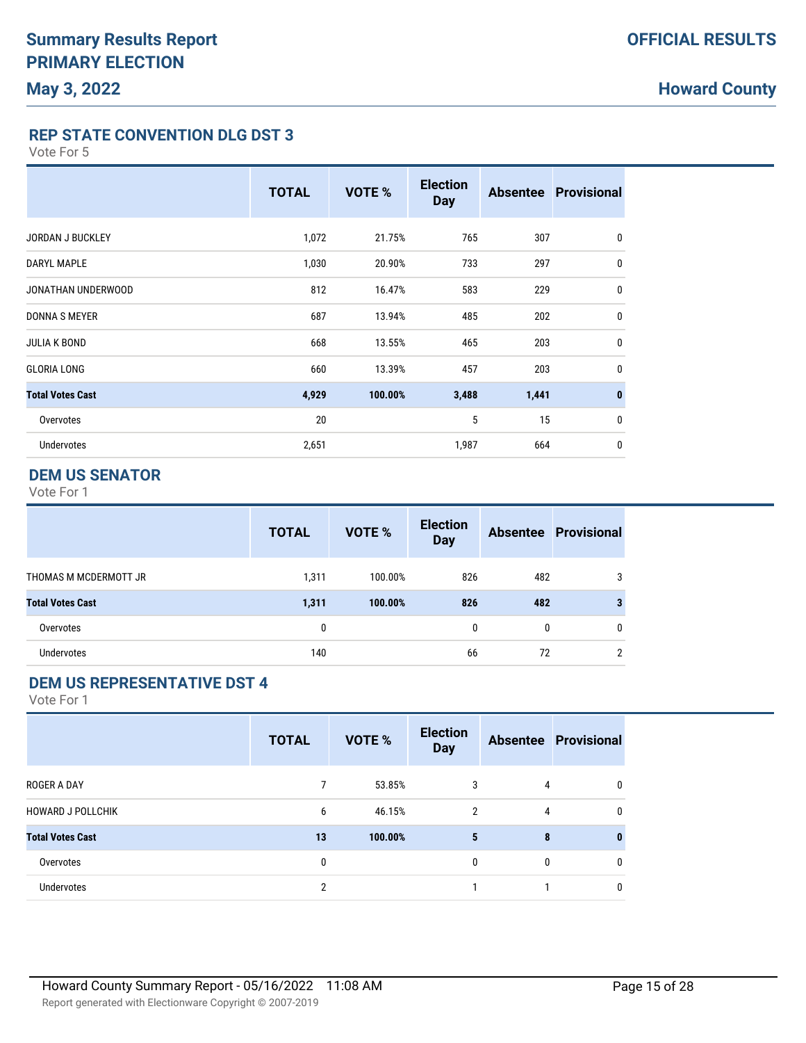## REP STATE CONVENTION DLG DST 3

Vote For 5

| | TOTAL | VOTE % | Election Day | Absentee | Provisional |
|---|---|---|---|---|---|
| JORDAN J BUCKLEY | 1,072 | 21.75% | 765 | 307 | 0 |
| DARYL MAPLE | 1,030 | 20.90% | 733 | 297 | 0 |
| JONATHAN UNDERWOOD | 812 | 16.47% | 583 | 229 | 0 |
| DONNA S MEYER | 687 | 13.94% | 485 | 202 | 0 |
| JULIA K BOND | 668 | 13.55% | 465 | 203 | 0 |
| GLORIA LONG | 660 | 13.39% | 457 | 203 | 0 |
| **Total Votes Cast** | **4,929** | **100.00%** | **3,488** | **1,441** | **0** |
| Overvotes | 20 | | 5 | 15 | 0 |
| Undervotes | 2,651 | | 1,987 | 664 | 0 |

## DEM US SENATOR

Vote For 1

| | TOTAL | VOTE % | Election Day | Absentee | Provisional |
|---|---|---|---|---|---|
| THOMAS M MCDERMOTT JR | 1,311 | 100.00% | 826 | 482 | 3 |
| **Total Votes Cast** | **1,311** | **100.00%** | **826** | **482** | **3** |
| Overvotes | 0 | | 0 | 0 | 0 |
| Undervotes | 140 | | 66 | 72 | 2 |

## DEM US REPRESENTATIVE DST 4

Vote For 1

| | TOTAL | VOTE % | Election Day | Absentee | Provisional |
|---|---|---|---|---|---|
| ROGER A DAY | 7 | 53.85% | 3 | 4 | 0 |
| HOWARD J POLLCHIK | 6 | 46.15% | 2 | 4 | 0 |
| **Total Votes Cast** | **13** | **100.00%** | **5** | **8** | **0** |
| Overvotes | 0 | | 0 | 0 | 0 |
| Undervotes | 2 | | 1 | 1 | 0 |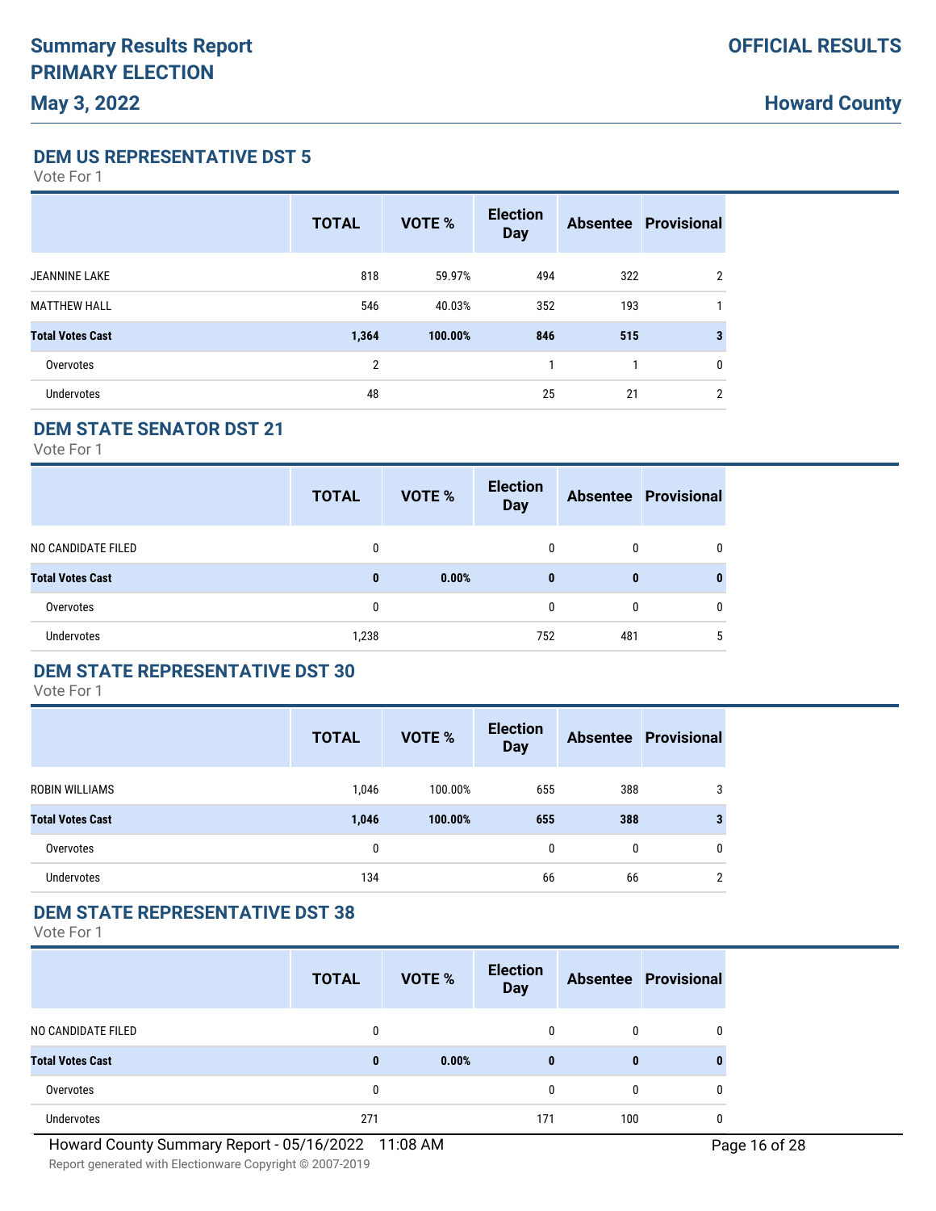# Summary Results Report
# PRIMARY ELECTION
## May 3, 2022

**OFFICIAL RESULTS**

**Howard County**

### DEM US REPRESENTATIVE DST 5

Vote For 1

| | TOTAL | VOTE % | Election Day | Absentee | Provisional |
|---|---|---|---|---|---|
| JEANNINE LAKE | 818 | 59.97% | 494 | 322 | 2 |
| MATTHEW HALL | 546 | 40.03% | 352 | 193 | 1 |
| **Total Votes Cast** | **1,364** | **100.00%** | **846** | **515** | **3** |
| Overvotes | 2 | | 1 | 1 | 0 |
| Undervotes | 48 | | 25 | 21 | 2 |

### DEM STATE SENATOR DST 21

Vote For 1

| | TOTAL | VOTE % | Election Day | Absentee | Provisional |
|---|---|---|---|---|---|
| NO CANDIDATE FILED | 0 | | 0 | 0 | 0 |
| **Total Votes Cast** | **0** | **0.00%** | **0** | **0** | **0** |
| Overvotes | 0 | | 0 | 0 | 0 |
| Undervotes | 1,238 | | 752 | 481 | 5 |

### DEM STATE REPRESENTATIVE DST 30

Vote For 1

| | TOTAL | VOTE % | Election Day | Absentee | Provisional |
|---|---|---|---|---|---|
| ROBIN WILLIAMS | 1,046 | 100.00% | 655 | 388 | 3 |
| **Total Votes Cast** | **1,046** | **100.00%** | **655** | **388** | **3** |
| Overvotes | 0 | | 0 | 0 | 0 |
| Undervotes | 134 | | 66 | 66 | 2 |

### DEM STATE REPRESENTATIVE DST 38

Vote For 1

| | TOTAL | VOTE % | Election Day | Absentee | Provisional |
|---|---|---|---|---|---|
| NO CANDIDATE FILED | 0 | | 0 | 0 | 0 |
| **Total Votes Cast** | **0** | **0.00%** | **0** | **0** | **0** |
| Overvotes | 0 | | 0 | 0 | 0 |
| Undervotes | 271 | | 171 | 100 | 0 |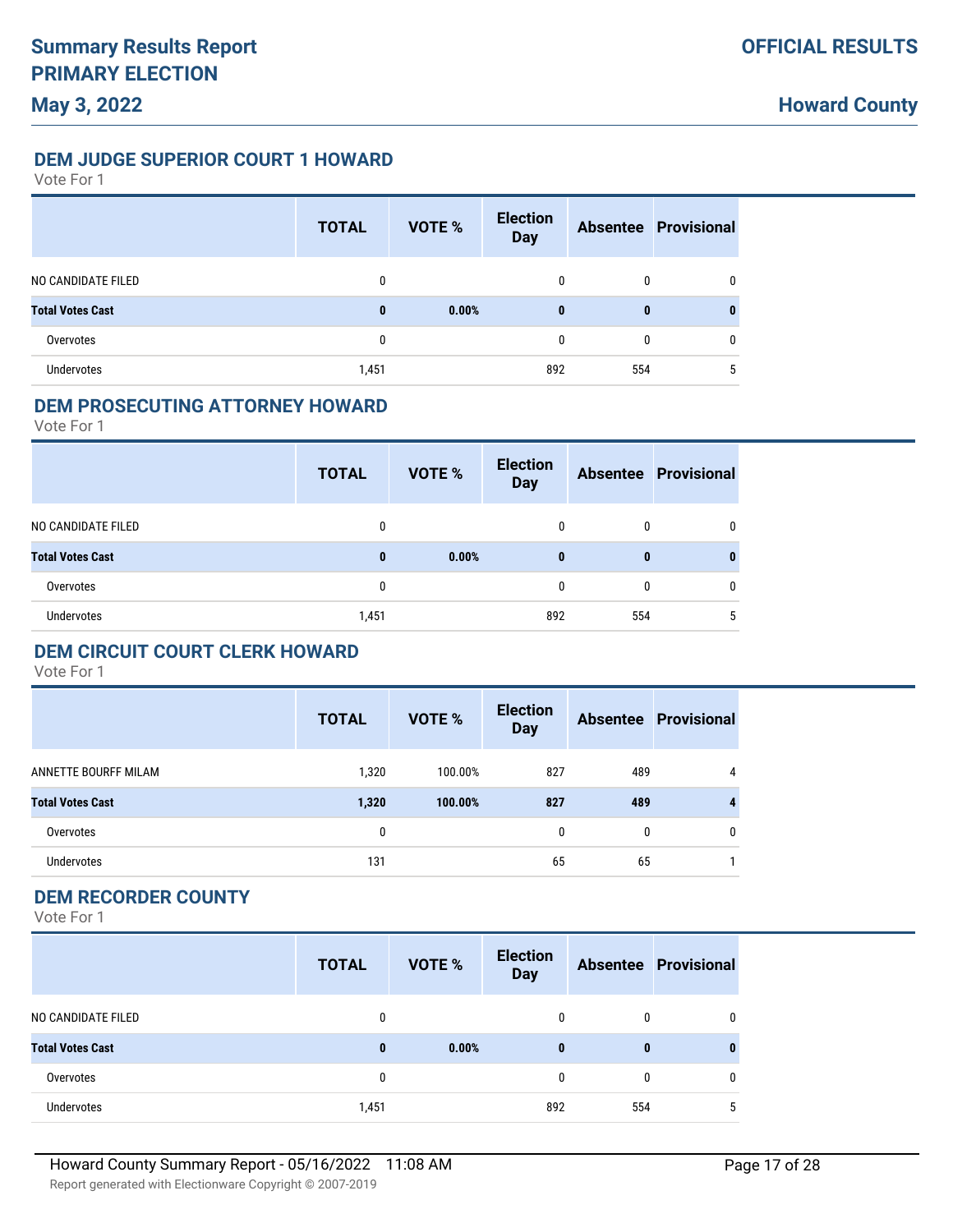# Summary Results Report

## PRIMARY ELECTION

**May 3, 2022**

**OFFICIAL RESULTS**

**Howard County**

### DEM JUDGE SUPERIOR COURT 1 HOWARD

Vote For 1

| | TOTAL | VOTE % | Election Day | Absentee | Provisional |
|---|---|---|---|---|---|
| NO CANDIDATE FILED | 0 | | 0 | 0 | 0 |
| **Total Votes Cast** | **0** | **0.00%** | **0** | **0** | **0** |
| Overvotes | 0 | | 0 | 0 | 0 |
| Undervotes | 1,451 | | 892 | 554 | 5 |

### DEM PROSECUTING ATTORNEY HOWARD

Vote For 1

| | TOTAL | VOTE % | Election Day | Absentee | Provisional |
|---|---|---|---|---|---|
| NO CANDIDATE FILED | 0 | | 0 | 0 | 0 |
| **Total Votes Cast** | **0** | **0.00%** | **0** | **0** | **0** |
| Overvotes | 0 | | 0 | 0 | 0 |
| Undervotes | 1,451 | | 892 | 554 | 5 |

### DEM CIRCUIT COURT CLERK HOWARD

Vote For 1

| | TOTAL | VOTE % | Election Day | Absentee | Provisional |
|---|---|---|---|---|---|
| ANNETTE BOURFF MILAM | 1,320 | 100.00% | 827 | 489 | 4 |
| **Total Votes Cast** | **1,320** | **100.00%** | **827** | **489** | **4** |
| Overvotes | 0 | | 0 | 0 | 0 |
| Undervotes | 131 | | 65 | 65 | 1 |

### DEM RECORDER COUNTY

Vote For 1

| | TOTAL | VOTE % | Election Day | Absentee | Provisional |
|---|---|---|---|---|---|
| NO CANDIDATE FILED | 0 | | 0 | 0 | 0 |
| **Total Votes Cast** | **0** | **0.00%** | **0** | **0** | **0** |
| Overvotes | 0 | | 0 | 0 | 0 |
| Undervotes | 1,451 | | 892 | 554 | 5 |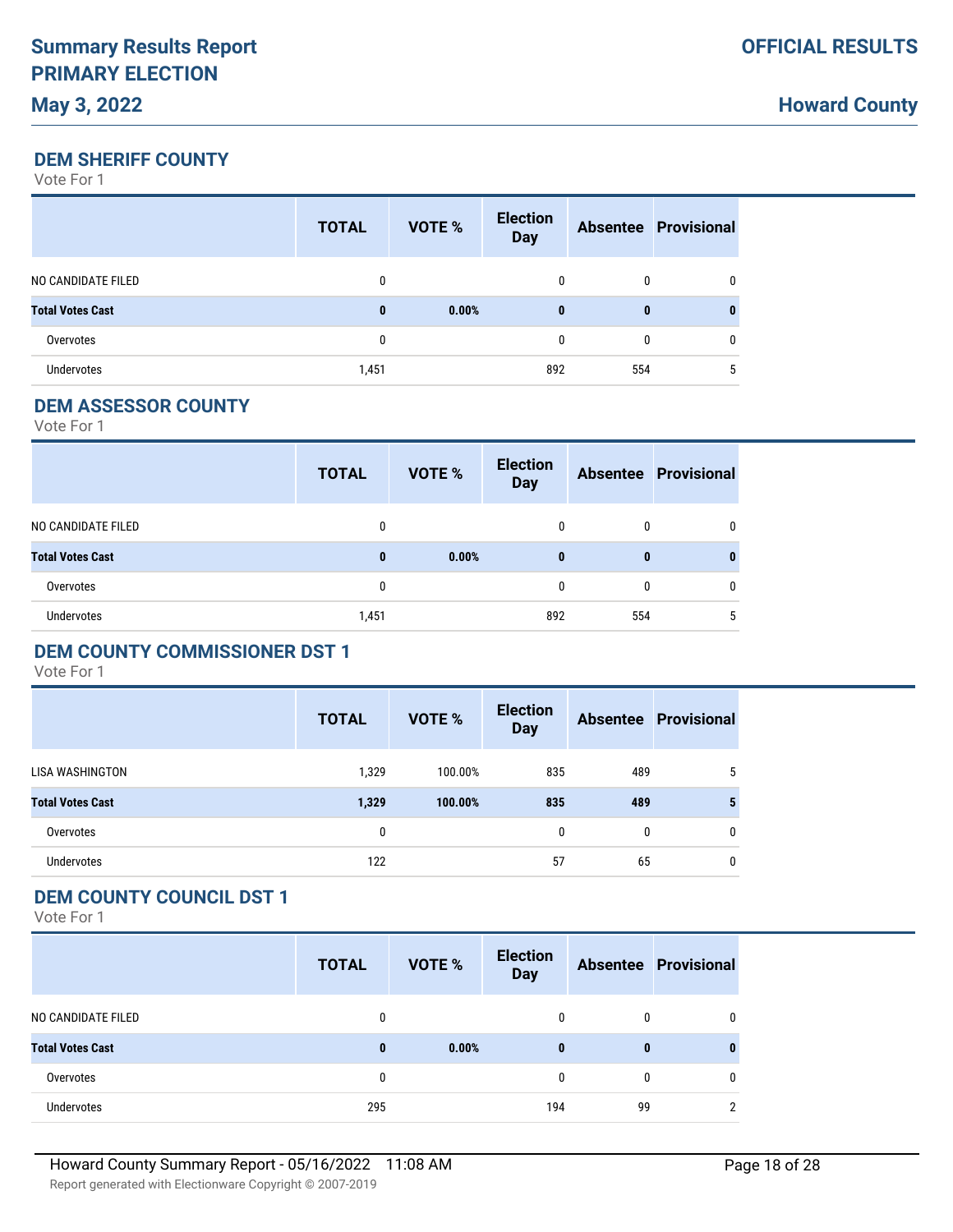# Summary Results Report
# PRIMARY ELECTION
## May 3, 2022

**OFFICIAL RESULTS**

**Howard County**

### DEM SHERIFF COUNTY

Vote For 1

| | TOTAL | VOTE % | Election Day | Absentee | Provisional |
|---|---|---|---|---|---|
| NO CANDIDATE FILED | 0 | | 0 | 0 | 0 |
| **Total Votes Cast** | **0** | **0.00%** | **0** | **0** | **0** |
| Overvotes | 0 | | 0 | 0 | 0 |
| Undervotes | 1,451 | | 892 | 554 | 5 |

### DEM ASSESSOR COUNTY

Vote For 1

| | TOTAL | VOTE % | Election Day | Absentee | Provisional |
|---|---|---|---|---|---|
| NO CANDIDATE FILED | 0 | | 0 | 0 | 0 |
| **Total Votes Cast** | **0** | **0.00%** | **0** | **0** | **0** |
| Overvotes | 0 | | 0 | 0 | 0 |
| Undervotes | 1,451 | | 892 | 554 | 5 |

### DEM COUNTY COMMISSIONER DST 1

Vote For 1

| | TOTAL | VOTE % | Election Day | Absentee | Provisional |
|---|---|---|---|---|---|
| LISA WASHINGTON | 1,329 | 100.00% | 835 | 489 | 5 |
| **Total Votes Cast** | **1,329** | **100.00%** | **835** | **489** | **5** |
| Overvotes | 0 | | 0 | 0 | 0 |
| Undervotes | 122 | | 57 | 65 | 0 |

### DEM COUNTY COUNCIL DST 1

Vote For 1

| | TOTAL | VOTE % | Election Day | Absentee | Provisional |
|---|---|---|---|---|---|
| NO CANDIDATE FILED | 0 | | 0 | 0 | 0 |
| **Total Votes Cast** | **0** | **0.00%** | **0** | **0** | **0** |
| Overvotes | 0 | | 0 | 0 | 0 |
| Undervotes | 295 | | 194 | 99 | 2 |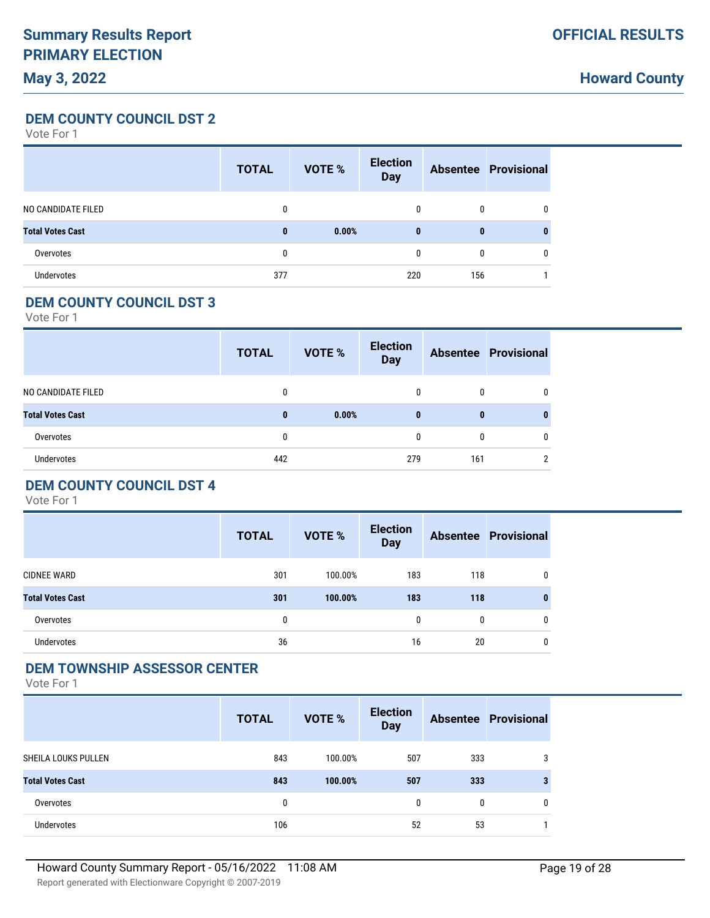# Summary Results Report
# PRIMARY ELECTION
## May 3, 2022

**OFFICIAL RESULTS**

**Howard County**

### DEM COUNTY COUNCIL DST 2

Vote For 1

| | TOTAL | VOTE % | Election Day | Absentee | Provisional |
|---|---|---|---|---|---|
| NO CANDIDATE FILED | 0 | | 0 | 0 | 0 |
| **Total Votes Cast** | **0** | **0.00%** | **0** | **0** | **0** |
| Overvotes | 0 | | 0 | 0 | 0 |
| Undervotes | 377 | | 220 | 156 | 1 |

### DEM COUNTY COUNCIL DST 3

Vote For 1

| | TOTAL | VOTE % | Election Day | Absentee | Provisional |
|---|---|---|---|---|---|
| NO CANDIDATE FILED | 0 | | 0 | 0 | 0 |
| **Total Votes Cast** | **0** | **0.00%** | **0** | **0** | **0** |
| Overvotes | 0 | | 0 | 0 | 0 |
| Undervotes | 442 | | 279 | 161 | 2 |

### DEM COUNTY COUNCIL DST 4

Vote For 1

| | TOTAL | VOTE % | Election Day | Absentee | Provisional |
|---|---|---|---|---|---|
| CIDNEE WARD | 301 | 100.00% | 183 | 118 | 0 |
| **Total Votes Cast** | **301** | **100.00%** | **183** | **118** | **0** |
| Overvotes | 0 | | 0 | 0 | 0 |
| Undervotes | 36 | | 16 | 20 | 0 |

### DEM TOWNSHIP ASSESSOR CENTER

Vote For 1

| | TOTAL | VOTE % | Election Day | Absentee | Provisional |
|---|---|---|---|---|---|
| SHEILA LOUKS PULLEN | 843 | 100.00% | 507 | 333 | 3 |
| **Total Votes Cast** | **843** | **100.00%** | **507** | **333** | **3** |
| Overvotes | 0 | | 0 | 0 | 0 |
| Undervotes | 106 | | 52 | 53 | 1 |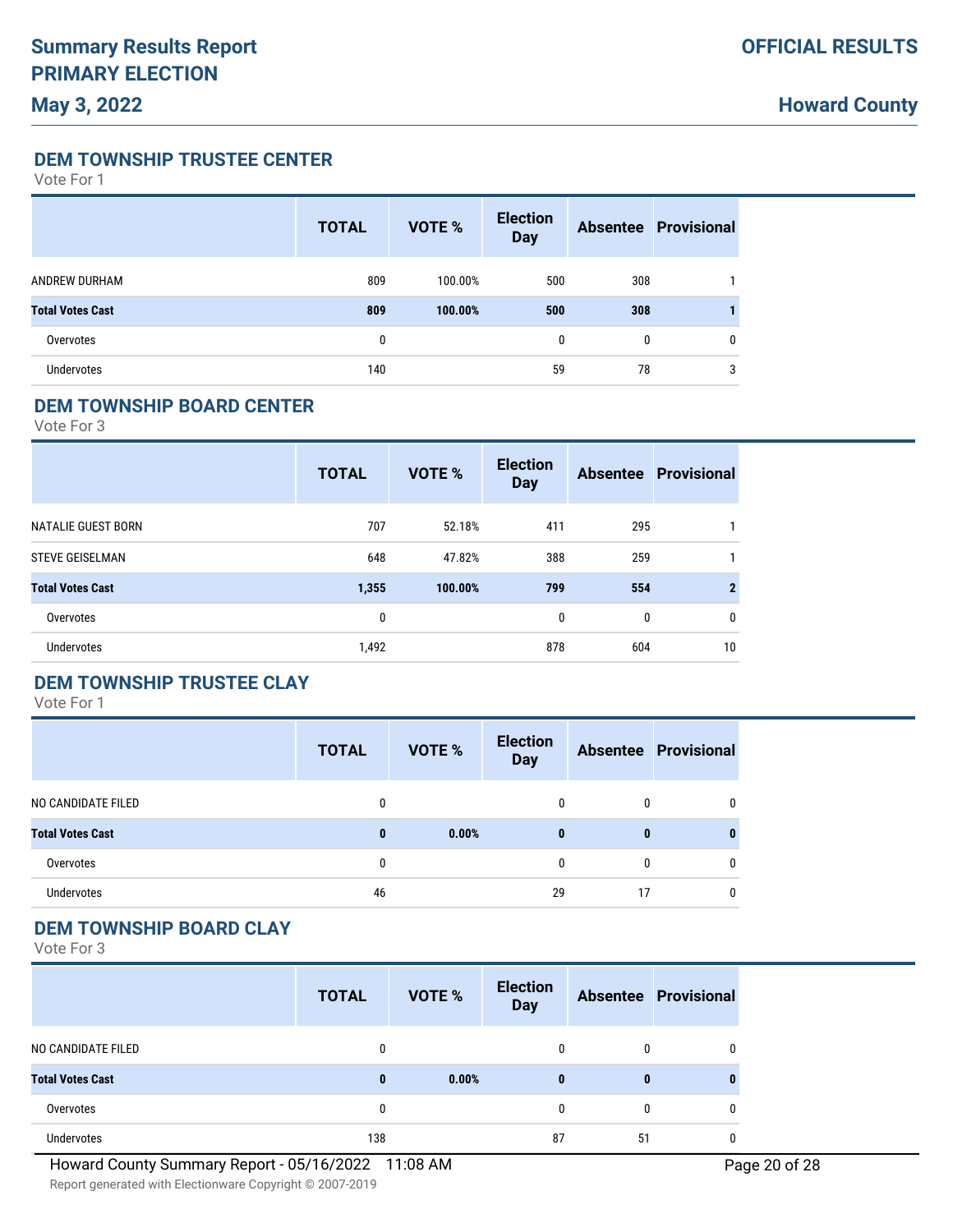# Summary Results Report
# PRIMARY ELECTION
## May 3, 2022

**OFFICIAL RESULTS**

**Howard County**

### DEM TOWNSHIP TRUSTEE CENTER

Vote For 1

| | TOTAL | VOTE % | Election Day | Absentee | Provisional |
|---|---|---|---|---|---|
| ANDREW DURHAM | 809 | 100.00% | 500 | 308 | 1 |
| **Total Votes Cast** | **809** | **100.00%** | **500** | **308** | **1** |
| Overvotes | 0 | | 0 | 0 | 0 |
| Undervotes | 140 | | 59 | 78 | 3 |

### DEM TOWNSHIP BOARD CENTER

Vote For 3

| | TOTAL | VOTE % | Election Day | Absentee | Provisional |
|---|---|---|---|---|---|
| NATALIE GUEST BORN | 707 | 52.18% | 411 | 295 | 1 |
| STEVE GEISELMAN | 648 | 47.82% | 388 | 259 | 1 |
| **Total Votes Cast** | **1,355** | **100.00%** | **799** | **554** | **2** |
| Overvotes | 0 | | 0 | 0 | 0 |
| Undervotes | 1,492 | | 878 | 604 | 10 |

### DEM TOWNSHIP TRUSTEE CLAY

Vote For 1

| | TOTAL | VOTE % | Election Day | Absentee | Provisional |
|---|---|---|---|---|---|
| NO CANDIDATE FILED | 0 | | 0 | 0 | 0 |
| **Total Votes Cast** | **0** | **0.00%** | **0** | **0** | **0** |
| Overvotes | 0 | | 0 | 0 | 0 |
| Undervotes | 46 | | 29 | 17 | 0 |

### DEM TOWNSHIP BOARD CLAY

Vote For 3

| | TOTAL | VOTE % | Election Day | Absentee | Provisional |
|---|---|---|---|---|---|
| NO CANDIDATE FILED | 0 | | 0 | 0 | 0 |
| **Total Votes Cast** | **0** | **0.00%** | **0** | **0** | **0** |
| Overvotes | 0 | | 0 | 0 | 0 |
| Undervotes | 138 | | 87 | 51 | 0 |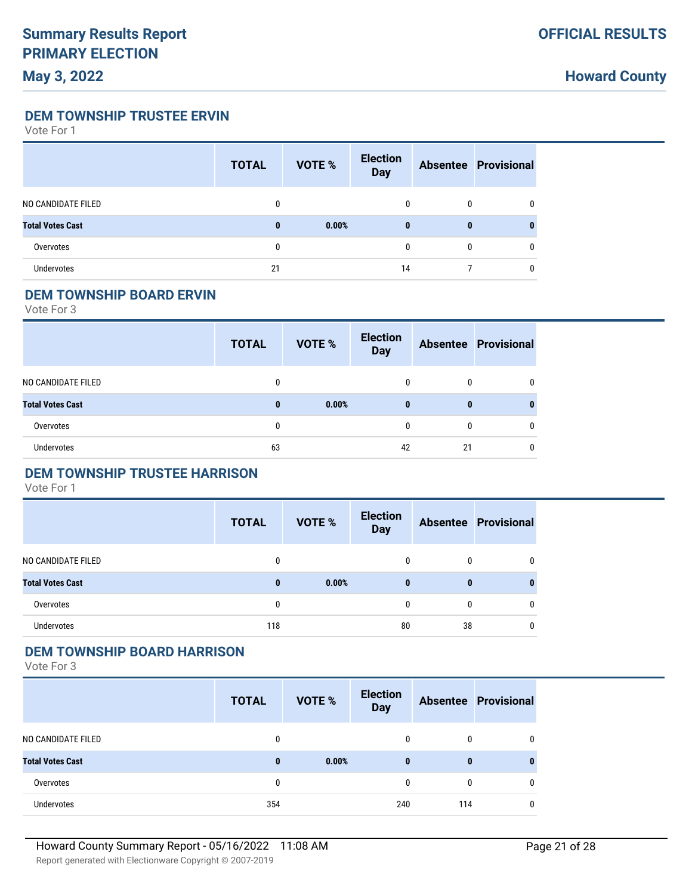### DEM TOWNSHIP TRUSTEE ERVIN

Vote For 1

| | TOTAL | VOTE % | Election Day | Absentee | Provisional |
|---|---|---|---|---|---|
| NO CANDIDATE FILED | 0 | | 0 | 0 | 0 |
| **Total Votes Cast** | **0** | **0.00%** | **0** | **0** | **0** |
| Overvotes | 0 | | 0 | 0 | 0 |
| Undervotes | 21 | | 14 | 7 | 0 |

### DEM TOWNSHIP BOARD ERVIN

Vote For 3

| | TOTAL | VOTE % | Election Day | Absentee | Provisional |
|---|---|---|---|---|---|
| NO CANDIDATE FILED | 0 | | 0 | 0 | 0 |
| **Total Votes Cast** | **0** | **0.00%** | **0** | **0** | **0** |
| Overvotes | 0 | | 0 | 0 | 0 |
| Undervotes | 63 | | 42 | 21 | 0 |

### DEM TOWNSHIP TRUSTEE HARRISON

Vote For 1

| | TOTAL | VOTE % | Election Day | Absentee | Provisional |
|---|---|---|---|---|---|
| NO CANDIDATE FILED | 0 | | 0 | 0 | 0 |
| **Total Votes Cast** | **0** | **0.00%** | **0** | **0** | **0** |
| Overvotes | 0 | | 0 | 0 | 0 |
| Undervotes | 118 | | 80 | 38 | 0 |

### DEM TOWNSHIP BOARD HARRISON

Vote For 3

| | TOTAL | VOTE % | Election Day | Absentee | Provisional |
|---|---|---|---|---|---|
| NO CANDIDATE FILED | 0 | | 0 | 0 | 0 |
| **Total Votes Cast** | **0** | **0.00%** | **0** | **0** | **0** |
| Overvotes | 0 | | 0 | 0 | 0 |
| Undervotes | 354 | | 240 | 114 | 0 |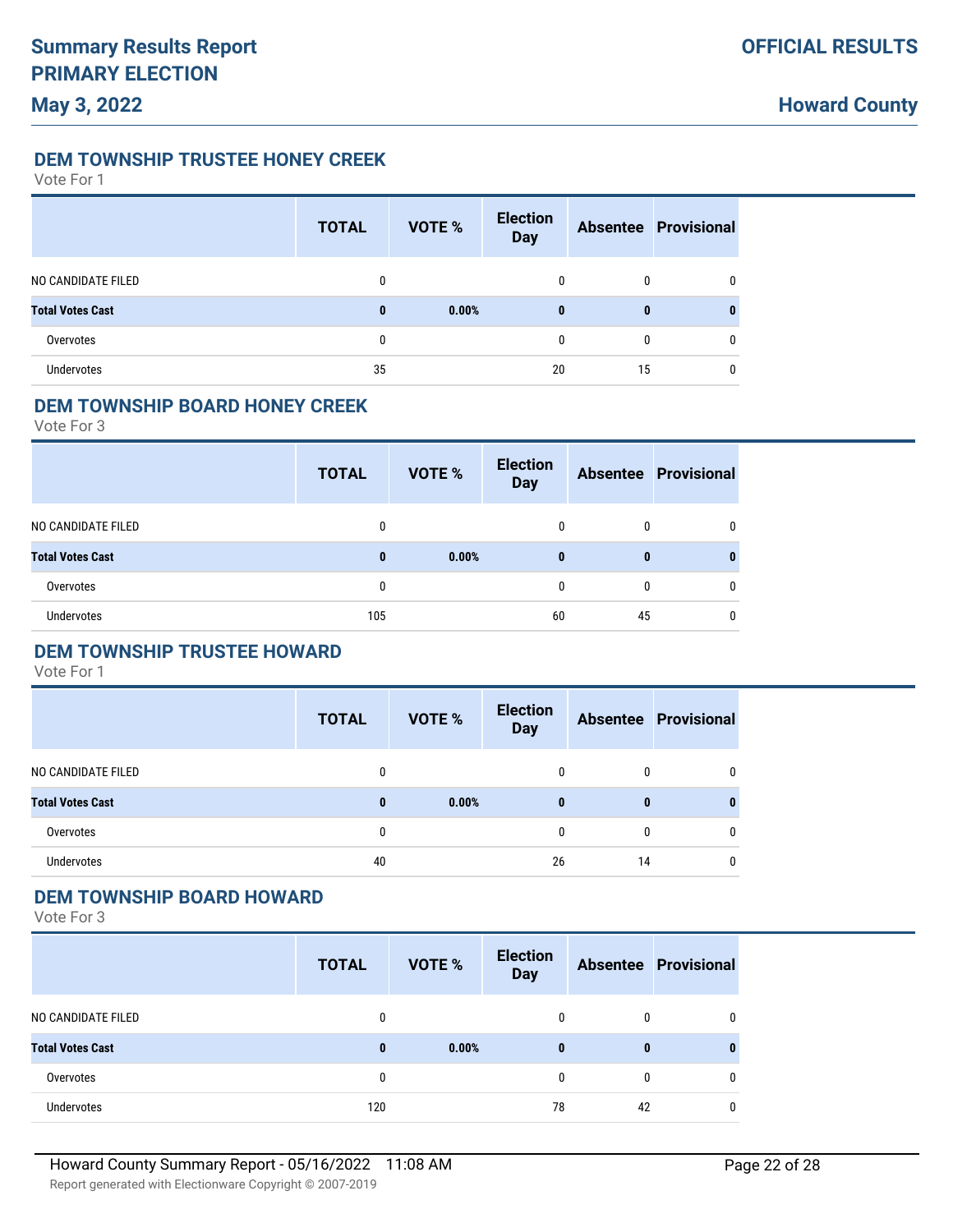## DEM TOWNSHIP TRUSTEE HONEY CREEK

Vote For 1

| | TOTAL | VOTE % | Election Day | Absentee | Provisional |
|---|---|---|---|---|---|
| NO CANDIDATE FILED | 0 | | 0 | 0 | 0 |
| **Total Votes Cast** | **0** | **0.00%** | **0** | **0** | **0** |
| Overvotes | 0 | | 0 | 0 | 0 |
| Undervotes | 35 | | 20 | 15 | 0 |

## DEM TOWNSHIP BOARD HONEY CREEK

Vote For 3

| | TOTAL | VOTE % | Election Day | Absentee | Provisional |
|---|---|---|---|---|---|
| NO CANDIDATE FILED | 0 | | 0 | 0 | 0 |
| **Total Votes Cast** | **0** | **0.00%** | **0** | **0** | **0** |
| Overvotes | 0 | | 0 | 0 | 0 |
| Undervotes | 105 | | 60 | 45 | 0 |

## DEM TOWNSHIP TRUSTEE HOWARD

Vote For 1

| | TOTAL | VOTE % | Election Day | Absentee | Provisional |
|---|---|---|---|---|---|
| NO CANDIDATE FILED | 0 | | 0 | 0 | 0 |
| **Total Votes Cast** | **0** | **0.00%** | **0** | **0** | **0** |
| Overvotes | 0 | | 0 | 0 | 0 |
| Undervotes | 40 | | 26 | 14 | 0 |

## DEM TOWNSHIP BOARD HOWARD

Vote For 3

| | TOTAL | VOTE % | Election Day | Absentee | Provisional |
|---|---|---|---|---|---|
| NO CANDIDATE FILED | 0 | | 0 | 0 | 0 |
| **Total Votes Cast** | **0** | **0.00%** | **0** | **0** | **0** |
| Overvotes | 0 | | 0 | 0 | 0 |
| Undervotes | 120 | | 78 | 42 | 0 |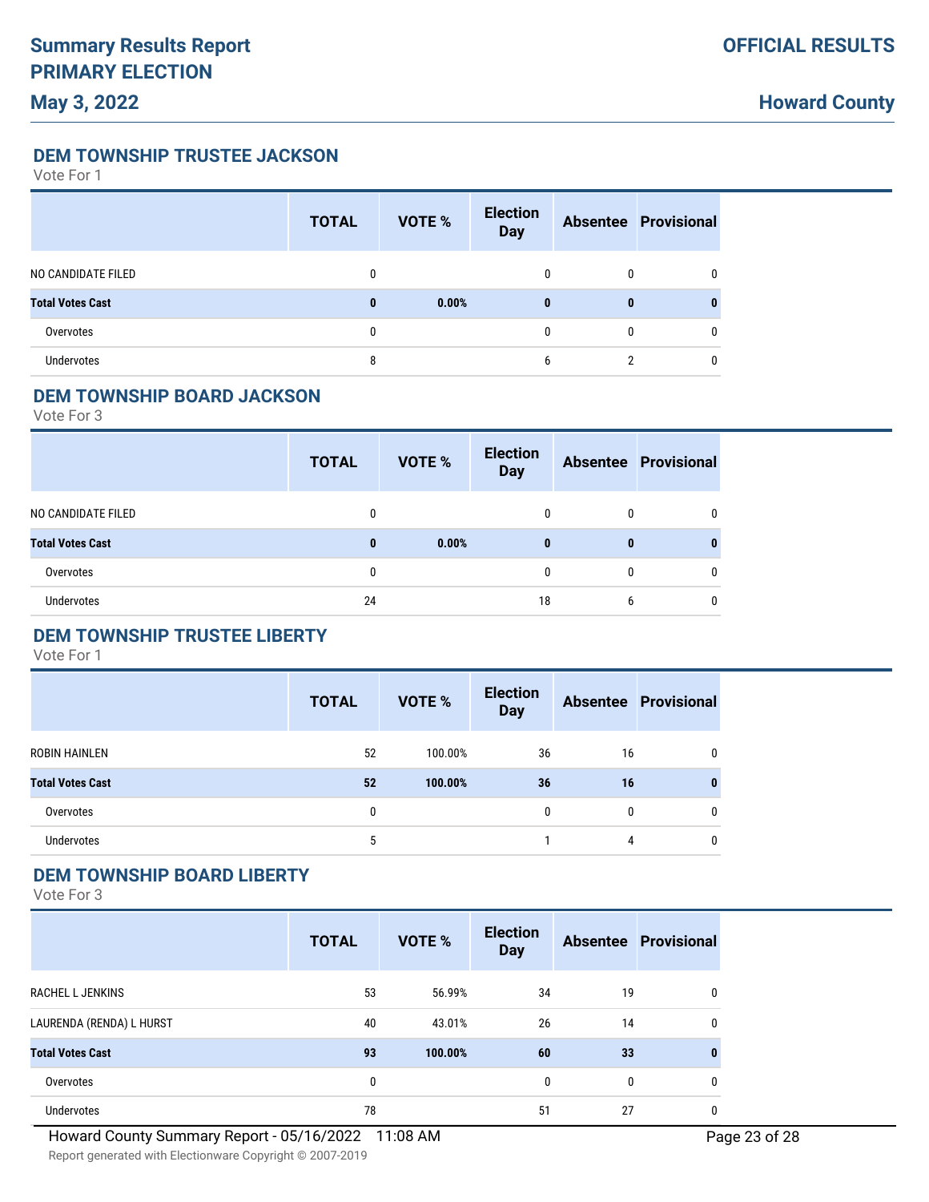## DEM TOWNSHIP TRUSTEE JACKSON

Vote For 1

| | TOTAL | VOTE % | Election Day | Absentee | Provisional |
|---|---|---|---|---|---|
| NO CANDIDATE FILED | 0 | | 0 | 0 | 0 |
| **Total Votes Cast** | **0** | **0.00%** | **0** | **0** | **0** |
| Overvotes | 0 | | 0 | 0 | 0 |
| Undervotes | 8 | | 6 | 2 | 0 |

## DEM TOWNSHIP BOARD JACKSON

Vote For 3

| | TOTAL | VOTE % | Election Day | Absentee | Provisional |
|---|---|---|---|---|---|
| NO CANDIDATE FILED | 0 | | 0 | 0 | 0 |
| **Total Votes Cast** | **0** | **0.00%** | **0** | **0** | **0** |
| Overvotes | 0 | | 0 | 0 | 0 |
| Undervotes | 24 | | 18 | 6 | 0 |

## DEM TOWNSHIP TRUSTEE LIBERTY

Vote For 1

| | TOTAL | VOTE % | Election Day | Absentee | Provisional |
|---|---|---|---|---|---|
| ROBIN HAINLEN | 52 | 100.00% | 36 | 16 | 0 |
| **Total Votes Cast** | **52** | **100.00%** | **36** | **16** | **0** |
| Overvotes | 0 | | 0 | 0 | 0 |
| Undervotes | 5 | | 1 | 4 | 0 |

## DEM TOWNSHIP BOARD LIBERTY

Vote For 3

| | TOTAL | VOTE % | Election Day | Absentee | Provisional |
|---|---|---|---|---|---|
| RACHEL L JENKINS | 53 | 56.99% | 34 | 19 | 0 |
| LAURENDA (RENDA) L HURST | 40 | 43.01% | 26 | 14 | 0 |
| **Total Votes Cast** | **93** | **100.00%** | **60** | **33** | **0** |
| Overvotes | 0 | | 0 | 0 | 0 |
| Undervotes | 78 | | 51 | 27 | 0 |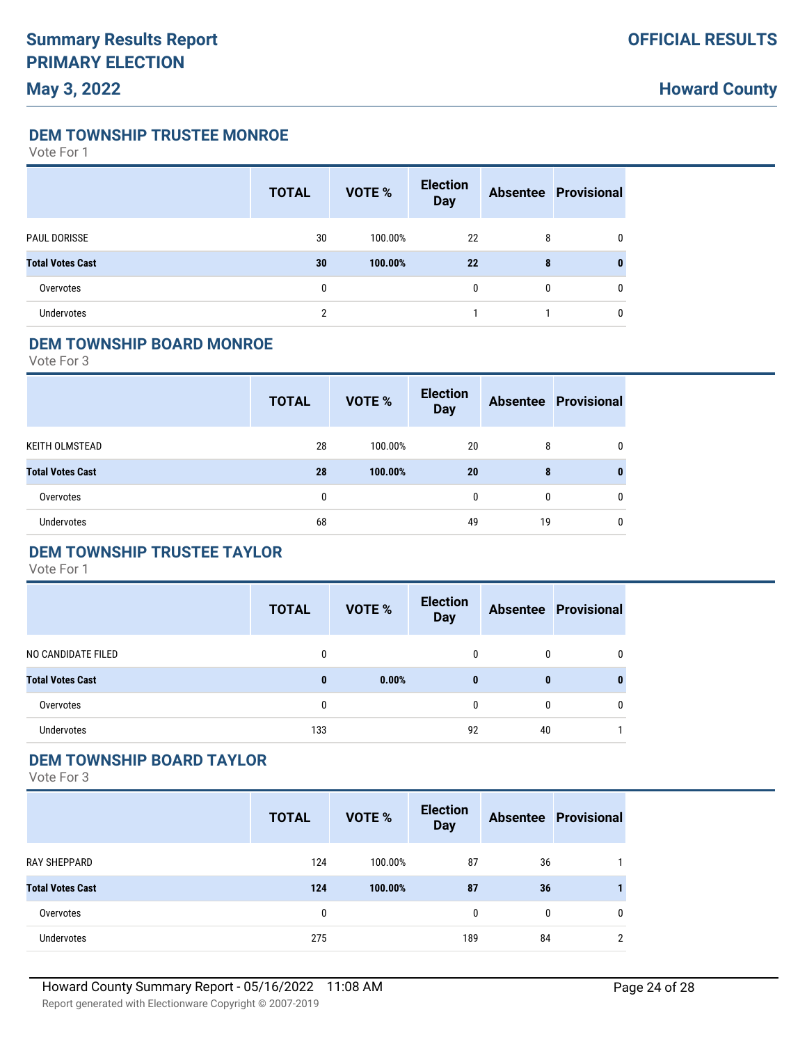# Summary Results Report
# PRIMARY ELECTION
## May 3, 2022

**OFFICIAL RESULTS**

**Howard County**

### DEM TOWNSHIP TRUSTEE MONROE

Vote For 1

| | TOTAL | VOTE % | Election Day | Absentee | Provisional |
|---|---|---|---|---|---|
| PAUL DORISSE | 30 | 100.00% | 22 | 8 | 0 |
| **Total Votes Cast** | **30** | **100.00%** | **22** | **8** | **0** |
| Overvotes | 0 | | 0 | 0 | 0 |
| Undervotes | 2 | | 1 | 1 | 0 |

### DEM TOWNSHIP BOARD MONROE

Vote For 3

| | TOTAL | VOTE % | Election Day | Absentee | Provisional |
|---|---|---|---|---|---|
| KEITH OLMSTEAD | 28 | 100.00% | 20 | 8 | 0 |
| **Total Votes Cast** | **28** | **100.00%** | **20** | **8** | **0** |
| Overvotes | 0 | | 0 | 0 | 0 |
| Undervotes | 68 | | 49 | 19 | 0 |

### DEM TOWNSHIP TRUSTEE TAYLOR

Vote For 1

| | TOTAL | VOTE % | Election Day | Absentee | Provisional |
|---|---|---|---|---|---|
| NO CANDIDATE FILED | 0 | | 0 | 0 | 0 |
| **Total Votes Cast** | **0** | **0.00%** | **0** | **0** | **0** |
| Overvotes | 0 | | 0 | 0 | 0 |
| Undervotes | 133 | | 92 | 40 | 1 |

### DEM TOWNSHIP BOARD TAYLOR

Vote For 3

| | TOTAL | VOTE % | Election Day | Absentee | Provisional |
|---|---|---|---|---|---|
| RAY SHEPPARD | 124 | 100.00% | 87 | 36 | 1 |
| **Total Votes Cast** | **124** | **100.00%** | **87** | **36** | **1** |
| Overvotes | 0 | | 0 | 0 | 0 |
| Undervotes | 275 | | 189 | 84 | 2 |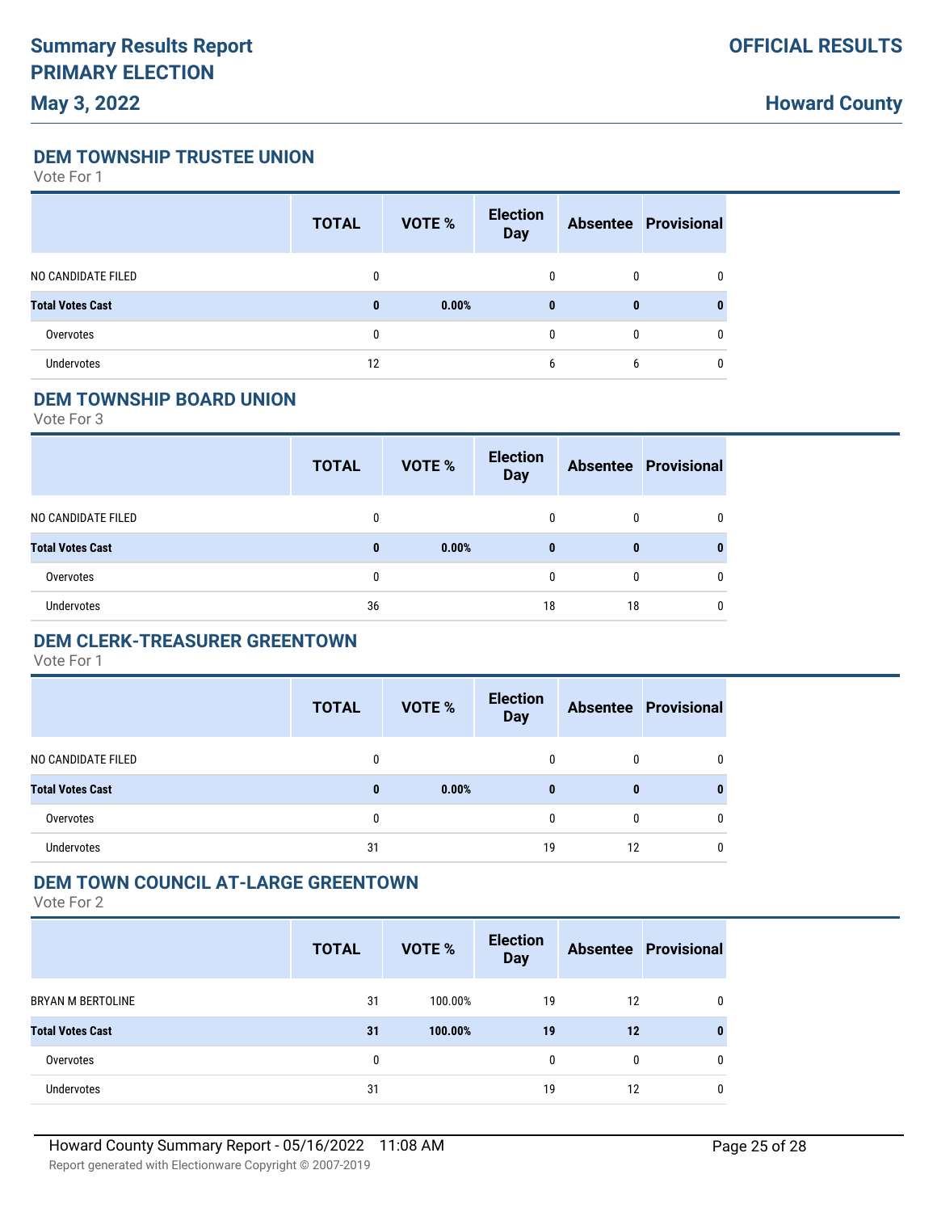## DEM TOWNSHIP TRUSTEE UNION

Vote For 1

| | TOTAL | VOTE % | Election Day | Absentee | Provisional |
|---|---|---|---|---|---|
| NO CANDIDATE FILED | 0 | | 0 | 0 | 0 |
| **Total Votes Cast** | **0** | **0.00%** | **0** | **0** | **0** |
| Overvotes | 0 | | 0 | 0 | 0 |
| Undervotes | 12 | | 6 | 6 | 0 |

## DEM TOWNSHIP BOARD UNION

Vote For 3

| | TOTAL | VOTE % | Election Day | Absentee | Provisional |
|---|---|---|---|---|---|
| NO CANDIDATE FILED | 0 | | 0 | 0 | 0 |
| **Total Votes Cast** | **0** | **0.00%** | **0** | **0** | **0** |
| Overvotes | 0 | | 0 | 0 | 0 |
| Undervotes | 36 | | 18 | 18 | 0 |

## DEM CLERK-TREASURER GREENTOWN

Vote For 1

| | TOTAL | VOTE % | Election Day | Absentee | Provisional |
|---|---|---|---|---|---|
| NO CANDIDATE FILED | 0 | | 0 | 0 | 0 |
| **Total Votes Cast** | **0** | **0.00%** | **0** | **0** | **0** |
| Overvotes | 0 | | 0 | 0 | 0 |
| Undervotes | 31 | | 19 | 12 | 0 |

## DEM TOWN COUNCIL AT-LARGE GREENTOWN

Vote For 2

| | TOTAL | VOTE % | Election Day | Absentee | Provisional |
|---|---|---|---|---|---|
| BRYAN M BERTOLINE | 31 | 100.00% | 19 | 12 | 0 |
| **Total Votes Cast** | **31** | **100.00%** | **19** | **12** | **0** |
| Overvotes | 0 | | 0 | 0 | 0 |
| Undervotes | 31 | | 19 | 12 | 0 |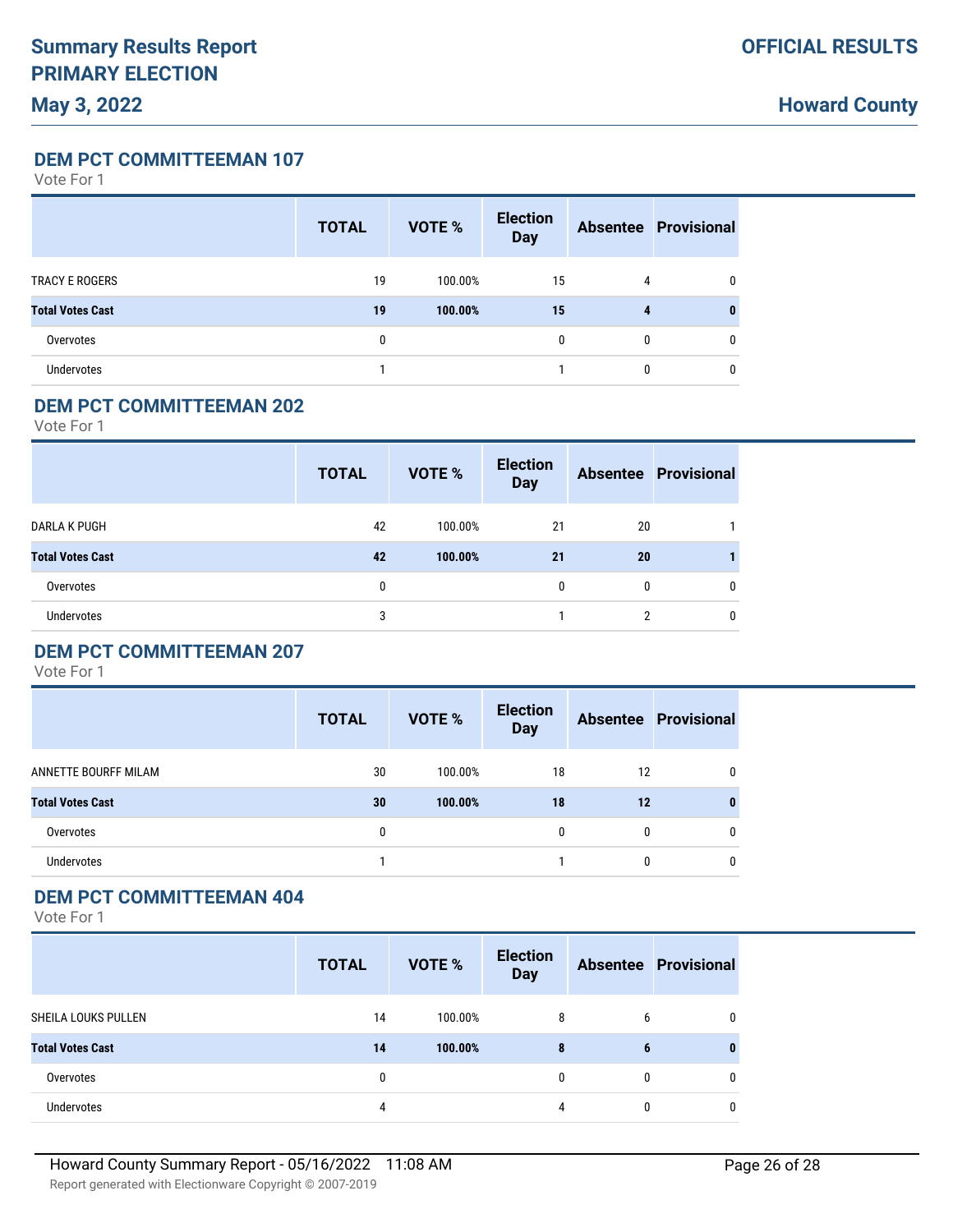# Summary Results Report
# PRIMARY ELECTION
## May 3, 2022

**OFFICIAL RESULTS**

**Howard County**

### DEM PCT COMMITTEEMAN 107

Vote For 1

| | TOTAL | VOTE % | Election Day | Absentee | Provisional |
|---|---|---|---|---|---|
| TRACY E ROGERS | 19 | 100.00% | 15 | 4 | 0 |
| **Total Votes Cast** | **19** | **100.00%** | **15** | **4** | **0** |
| Overvotes | 0 | | 0 | 0 | 0 |
| Undervotes | 1 | | 1 | 0 | 0 |

### DEM PCT COMMITTEEMAN 202

Vote For 1

| | TOTAL | VOTE % | Election Day | Absentee | Provisional |
|---|---|---|---|---|---|
| DARLA K PUGH | 42 | 100.00% | 21 | 20 | 1 |
| **Total Votes Cast** | **42** | **100.00%** | **21** | **20** | **1** |
| Overvotes | 0 | | 0 | 0 | 0 |
| Undervotes | 3 | | 1 | 2 | 0 |

### DEM PCT COMMITTEEMAN 207

Vote For 1

| | TOTAL | VOTE % | Election Day | Absentee | Provisional |
|---|---|---|---|---|---|
| ANNETTE BOURFF MILAM | 30 | 100.00% | 18 | 12 | 0 |
| **Total Votes Cast** | **30** | **100.00%** | **18** | **12** | **0** |
| Overvotes | 0 | | 0 | 0 | 0 |
| Undervotes | 1 | | 1 | 0 | 0 |

### DEM PCT COMMITTEEMAN 404

Vote For 1

| | TOTAL | VOTE % | Election Day | Absentee | Provisional |
|---|---|---|---|---|---|
| SHEILA LOUKS PULLEN | 14 | 100.00% | 8 | 6 | 0 |
| **Total Votes Cast** | **14** | **100.00%** | **8** | **6** | **0** |
| Overvotes | 0 | | 0 | 0 | 0 |
| Undervotes | 4 | | 4 | 0 | 0 |

Howard County Summary Report - 05/16/2022 11:08 AM

Report generated with Electionware Copyright © 2007-2019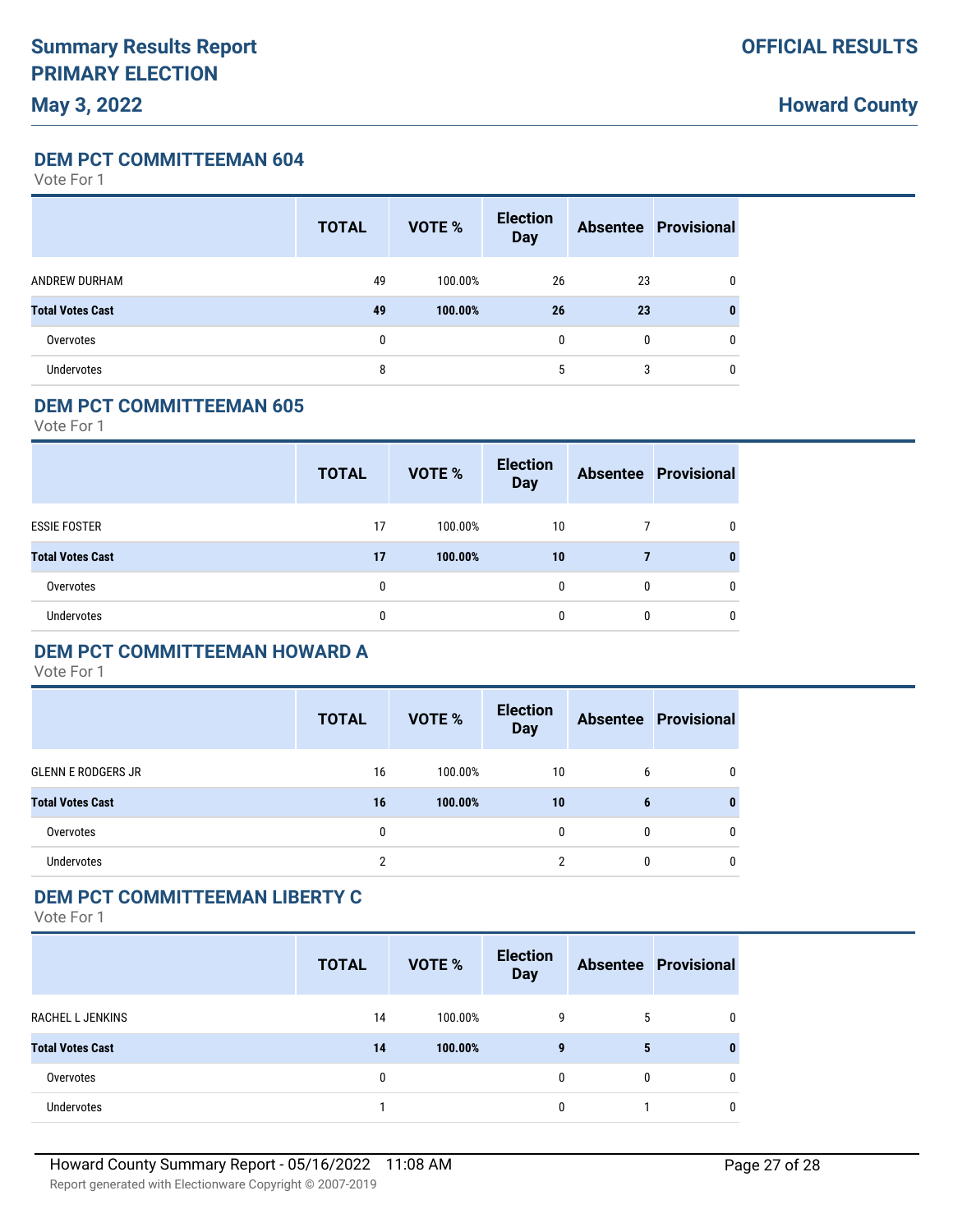## DEM PCT COMMITTEEMAN 604

Vote For 1

| | TOTAL | VOTE % | Election Day | Absentee | Provisional |
|---|---|---|---|---|---|
| ANDREW DURHAM | 49 | 100.00% | 26 | 23 | 0 |
| **Total Votes Cast** | **49** | **100.00%** | **26** | **23** | **0** |
| Overvotes | 0 | | 0 | 0 | 0 |
| Undervotes | 8 | | 5 | 3 | 0 |

## DEM PCT COMMITTEEMAN 605

Vote For 1

| | TOTAL | VOTE % | Election Day | Absentee | Provisional |
|---|---|---|---|---|---|
| ESSIE FOSTER | 17 | 100.00% | 10 | 7 | 0 |
| **Total Votes Cast** | **17** | **100.00%** | **10** | **7** | **0** |
| Overvotes | 0 | | 0 | 0 | 0 |
| Undervotes | 0 | | 0 | 0 | 0 |

## DEM PCT COMMITTEEMAN HOWARD A

Vote For 1

| | TOTAL | VOTE % | Election Day | Absentee | Provisional |
|---|---|---|---|---|---|
| GLENN E RODGERS JR | 16 | 100.00% | 10 | 6 | 0 |
| **Total Votes Cast** | **16** | **100.00%** | **10** | **6** | **0** |
| Overvotes | 0 | | 0 | 0 | 0 |
| Undervotes | 2 | | 2 | 0 | 0 |

## DEM PCT COMMITTEEMAN LIBERTY C

Vote For 1

| | TOTAL | VOTE % | Election Day | Absentee | Provisional |
|---|---|---|---|---|---|
| RACHEL L JENKINS | 14 | 100.00% | 9 | 5 | 0 |
| **Total Votes Cast** | **14** | **100.00%** | **9** | **5** | **0** |
| Overvotes | 0 | | 0 | 0 | 0 |
| Undervotes | 1 | | 0 | 1 | 0 |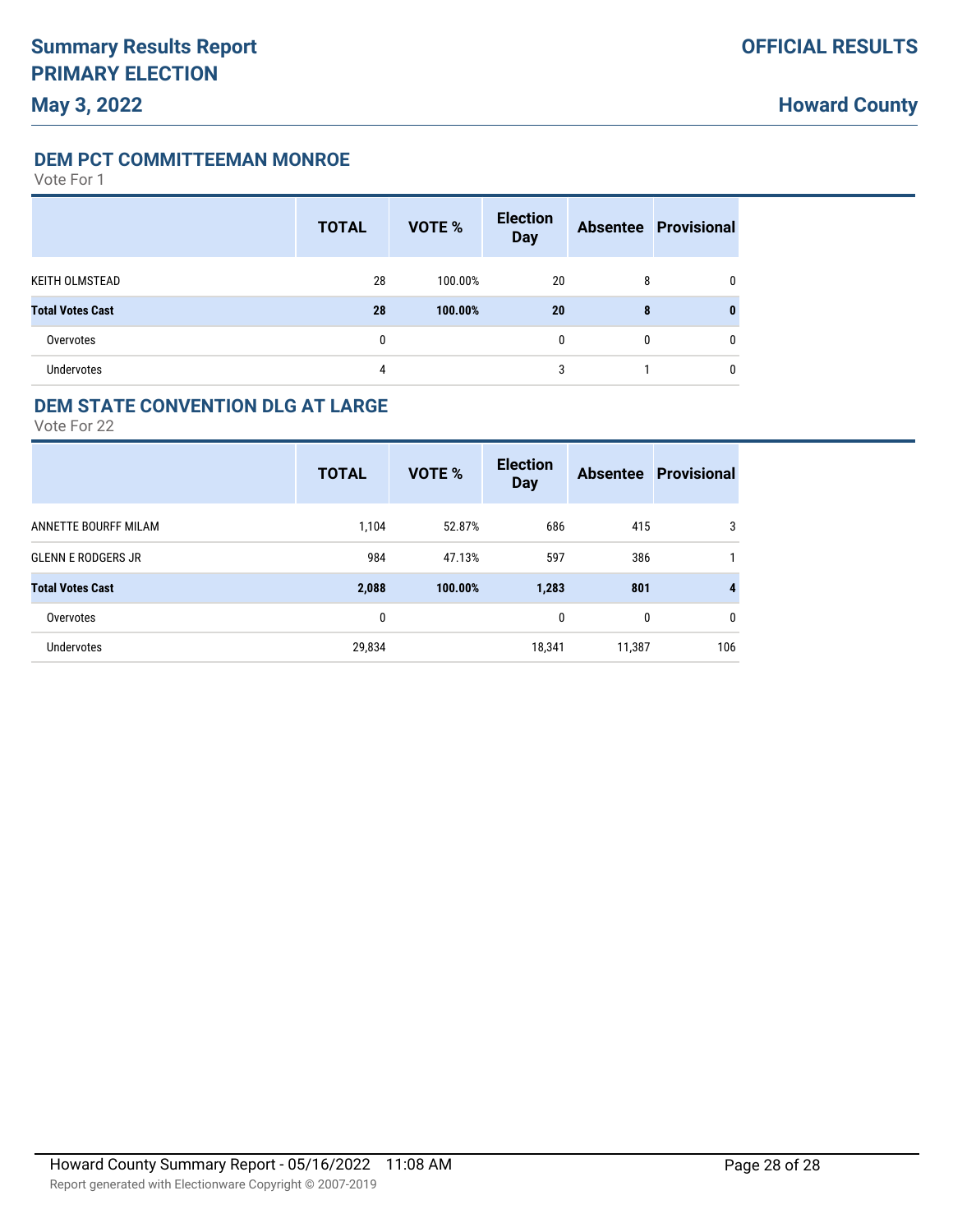### DEM PCT COMMITTEEMAN MONROE

Vote For 1

| | TOTAL | VOTE % | Election Day | Absentee | Provisional |
|---|---|---|---|---|---|
| KEITH OLMSTEAD | 28 | 100.00% | 20 | 8 | 0 |
| **Total Votes Cast** | **28** | **100.00%** | **20** | **8** | **0** |
| Overvotes | 0 | | 0 | 0 | 0 |
| Undervotes | 4 | | 3 | 1 | 0 |

### DEM STATE CONVENTION DLG AT LARGE

Vote For 22

| | TOTAL | VOTE % | Election Day | Absentee | Provisional |
|---|---|---|---|---|---|
| ANNETTE BOURFF MILAM | 1,104 | 52.87% | 686 | 415 | 3 |
| GLENN E RODGERS JR | 984 | 47.13% | 597 | 386 | 1 |
| **Total Votes Cast** | **2,088** | **100.00%** | **1,283** | **801** | **4** |
| Overvotes | 0 | | 0 | 0 | 0 |
| Undervotes | 29,834 | | 18,341 | 11,387 | 106 |